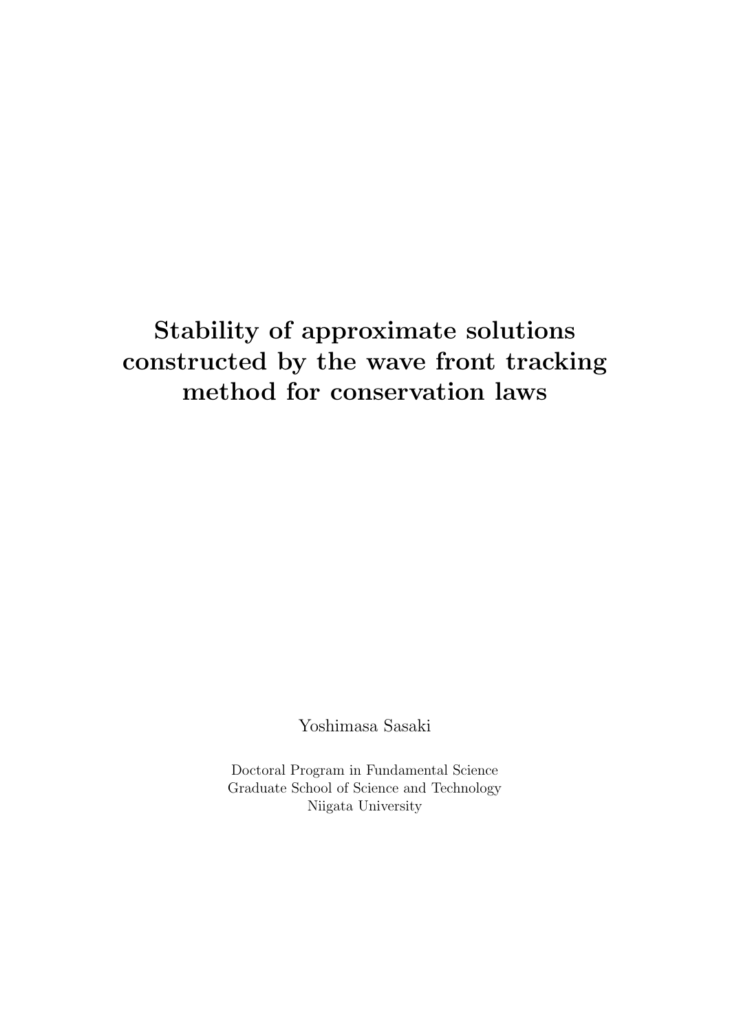# Stability of approximate solutions constructed by the wave front tracking method for conservation laws

Yoshimasa Sasaki

Doctoral Program in Fundamental Science
Graduate School of Science and Technology
Niigata University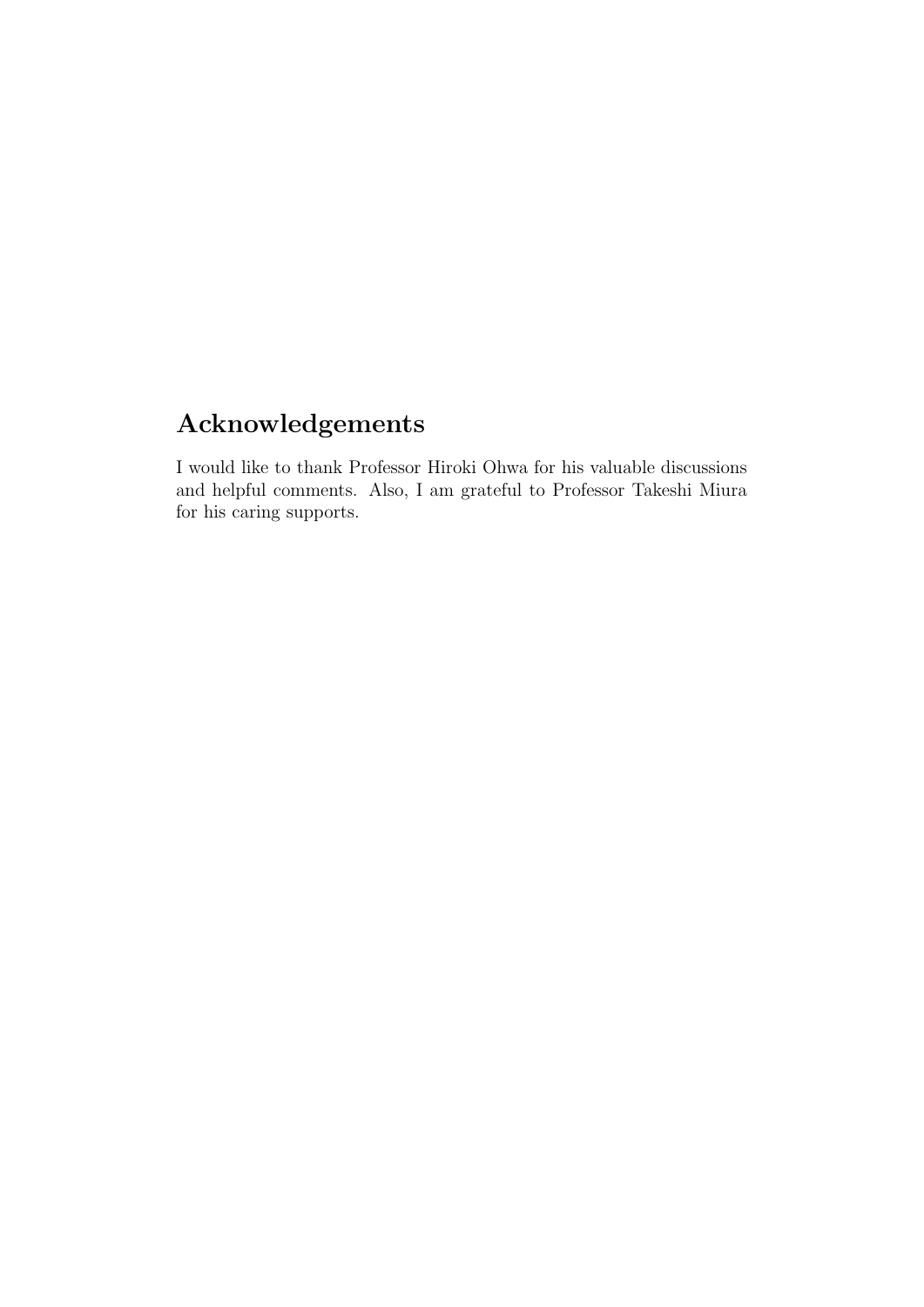## Acknowledgements

I would like to thank Professor Hiroki Ohwa for his valuable discussions and helpful comments. Also, I am grateful to Professor Takeshi Miura for his caring supports.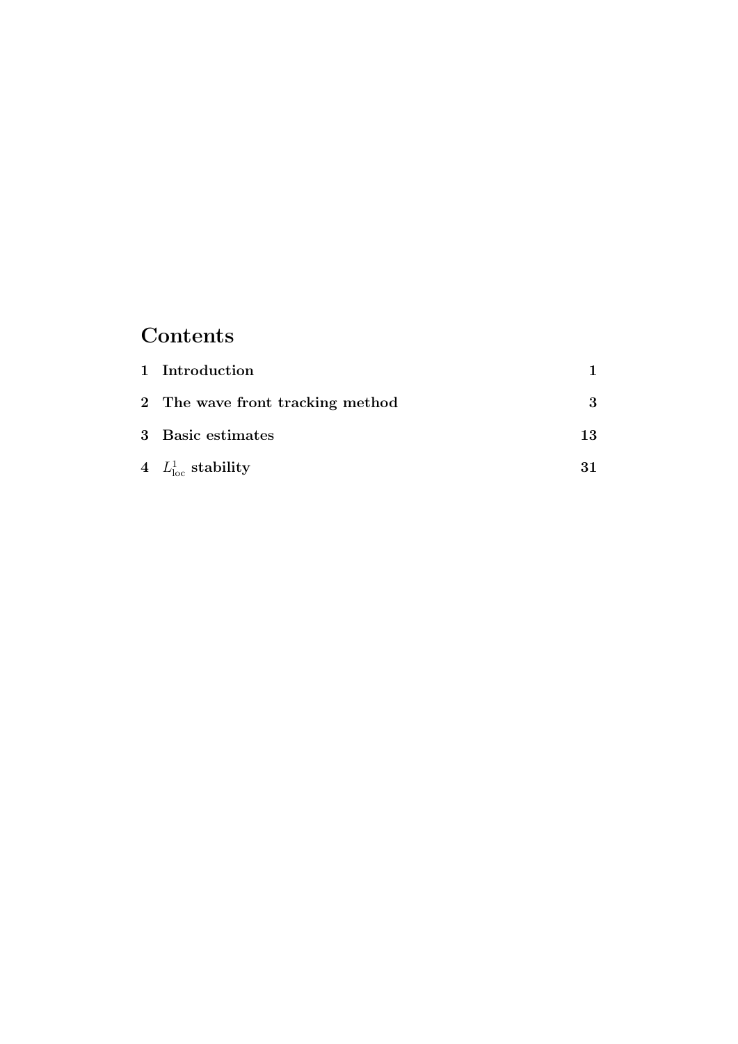# Contents

| | | |
|---|---|---|
| **1** | **Introduction** | **1** |
| **2** | **The wave front tracking method** | **3** |
| **3** | **Basic estimates** | **13** |
| **4** | **$L^1_{\mathrm{loc}}$ stability** | **31** |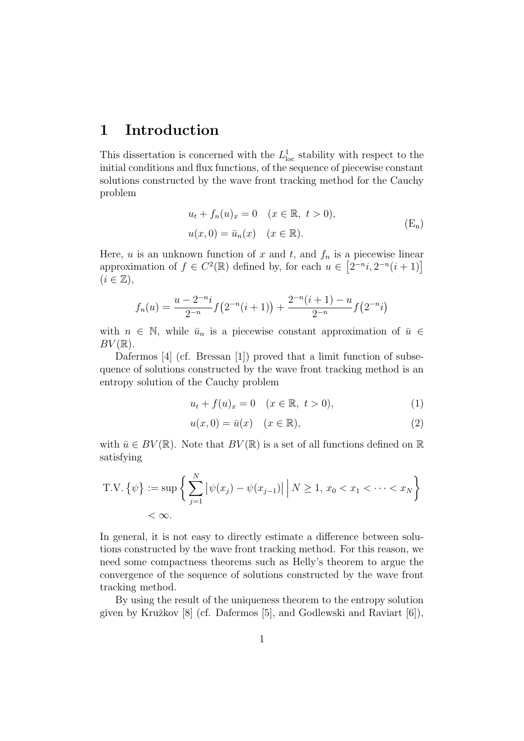# 1 Introduction

This dissertation is concerned with the $L^1_{\mathrm{loc}}$ stability with respect to the initial conditions and flux functions, of the sequence of piecewise constant solutions constructed by the wave front tracking method for the Cauchy problem

$$
\begin{aligned}
&u_t + f_n(u)_x = 0 \quad (x \in \mathbb{R},\ t > 0), \\
&u(x,0) = \bar{u}_n(x) \quad (x \in \mathbb{R}).
\end{aligned}
\tag{E$_\mathrm{n}$}
$$

Here, $u$ is an unknown function of $x$ and $t$, and $f_n$ is a piecewise linear approximation of $f \in C^2(\mathbb{R})$ defined by, for each $u \in \big[2^{-n}i, 2^{-n}(i+1)\big]$ $(i \in \mathbb{Z})$,

$$
f_n(u) = \frac{u - 2^{-n}i}{2^{-n}} f\big(2^{-n}(i+1)\big) + \frac{2^{-n}(i+1) - u}{2^{-n}} f\big(2^{-n}i\big)
$$

with $n \in \mathbb{N}$, while $\bar{u}_n$ is a piecewise constant approximation of $\bar{u} \in BV(\mathbb{R})$.

Dafermos [4] (cf. Bressan [1]) proved that a limit function of subsequence of solutions constructed by the wave front tracking method is an entropy solution of the Cauchy problem

$$
u_t + f(u)_x = 0 \quad (x \in \mathbb{R},\ t > 0), \tag{1}
$$

$$
u(x,0) = \bar{u}(x) \quad (x \in \mathbb{R}), \tag{2}
$$

with $\bar{u} \in BV(\mathbb{R})$. Note that $BV(\mathbb{R})$ is a set of all functions defined on $\mathbb{R}$ satisfying

$$
\mathrm{T.V.}\,\{\psi\} := \sup\left\{ \sum_{j=1}^{N} \big|\psi(x_j) - \psi(x_{j-1})\big| \;\Big|\; N \geq 1,\ x_0 < x_1 < \cdots < x_N \right\} < \infty.
$$

In general, it is not easy to directly estimate a difference between solutions constructed by the wave front tracking method. For this reason, we need some compactness theorems such as Helly's theorem to argue the convergence of the sequence of solutions constructed by the wave front tracking method.

By using the result of the uniqueness theorem to the entropy solution given by Kružkov [8] (cf. Dafermos [5], and Godlewski and Raviart [6]),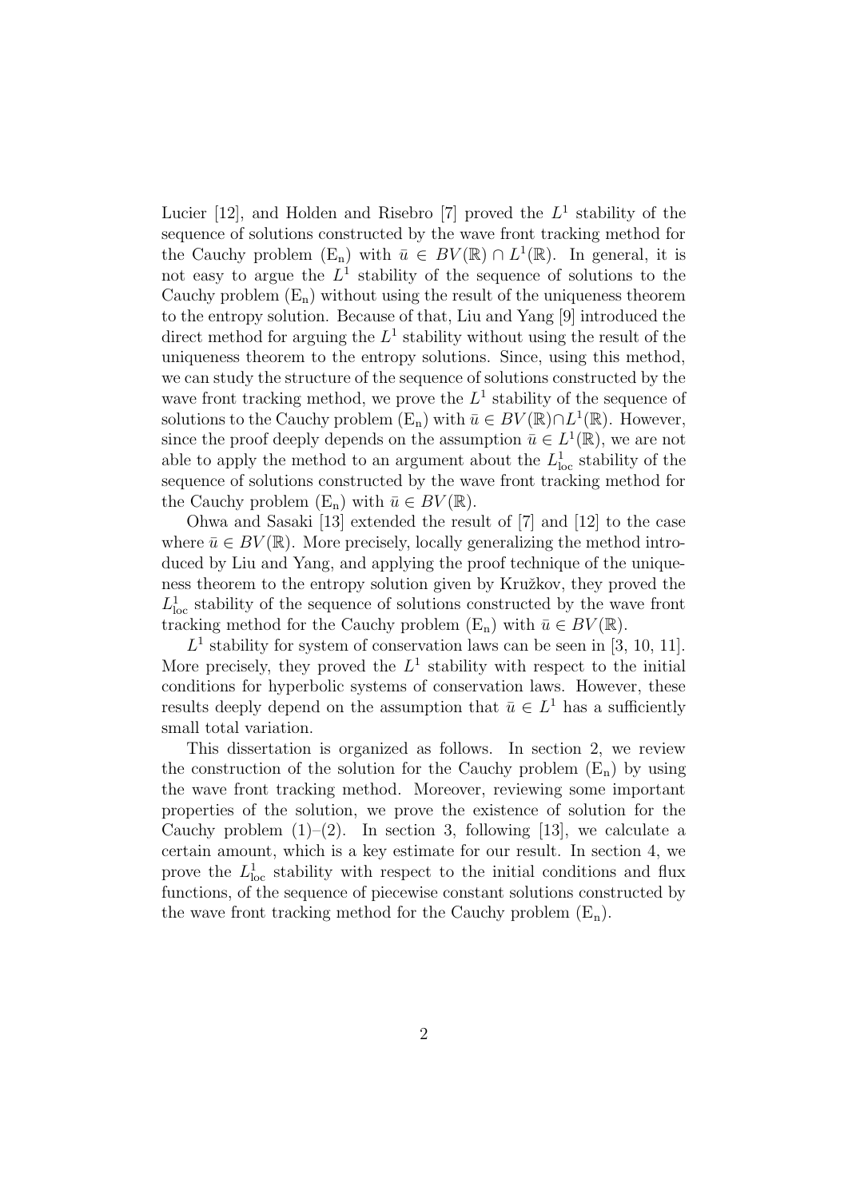Lucier [12], and Holden and Risebro [7] proved the $L^1$ stability of the sequence of solutions constructed by the wave front tracking method for the Cauchy problem $(\mathrm{E_n})$ with $\bar{u} \in BV(\mathbb{R}) \cap L^1(\mathbb{R})$. In general, it is not easy to argue the $L^1$ stability of the sequence of solutions to the Cauchy problem $(\mathrm{E_n})$ without using the result of the uniqueness theorem to the entropy solution. Because of that, Liu and Yang [9] introduced the direct method for arguing the $L^1$ stability without using the result of the uniqueness theorem to the entropy solutions. Since, using this method, we can study the structure of the sequence of solutions constructed by the wave front tracking method, we prove the $L^1$ stability of the sequence of solutions to the Cauchy problem $(\mathrm{E_n})$ with $\bar{u} \in BV(\mathbb{R}) \cap L^1(\mathbb{R})$. However, since the proof deeply depends on the assumption $\bar{u} \in L^1(\mathbb{R})$, we are not able to apply the method to an argument about the $L^1_{\mathrm{loc}}$ stability of the sequence of solutions constructed by the wave front tracking method for the Cauchy problem $(\mathrm{E_n})$ with $\bar{u} \in BV(\mathbb{R})$.

Ohwa and Sasaki [13] extended the result of [7] and [12] to the case where $\bar{u} \in BV(\mathbb{R})$. More precisely, locally generalizing the method introduced by Liu and Yang, and applying the proof technique of the uniqueness theorem to the entropy solution given by Kružkov, they proved the $L^1_{\mathrm{loc}}$ stability of the sequence of solutions constructed by the wave front tracking method for the Cauchy problem $(\mathrm{E_n})$ with $\bar{u} \in BV(\mathbb{R})$.

$L^1$ stability for system of conservation laws can be seen in [3, 10, 11]. More precisely, they proved the $L^1$ stability with respect to the initial conditions for hyperbolic systems of conservation laws. However, these results deeply depend on the assumption that $\bar{u} \in L^1$ has a sufficiently small total variation.

This dissertation is organized as follows. In section 2, we review the construction of the solution for the Cauchy problem $(\mathrm{E_n})$ by using the wave front tracking method. Moreover, reviewing some important properties of the solution, we prove the existence of solution for the Cauchy problem (1)–(2). In section 3, following [13], we calculate a certain amount, which is a key estimate for our result. In section 4, we prove the $L^1_{\mathrm{loc}}$ stability with respect to the initial conditions and flux functions, of the sequence of piecewise constant solutions constructed by the wave front tracking method for the Cauchy problem $(\mathrm{E_n})$.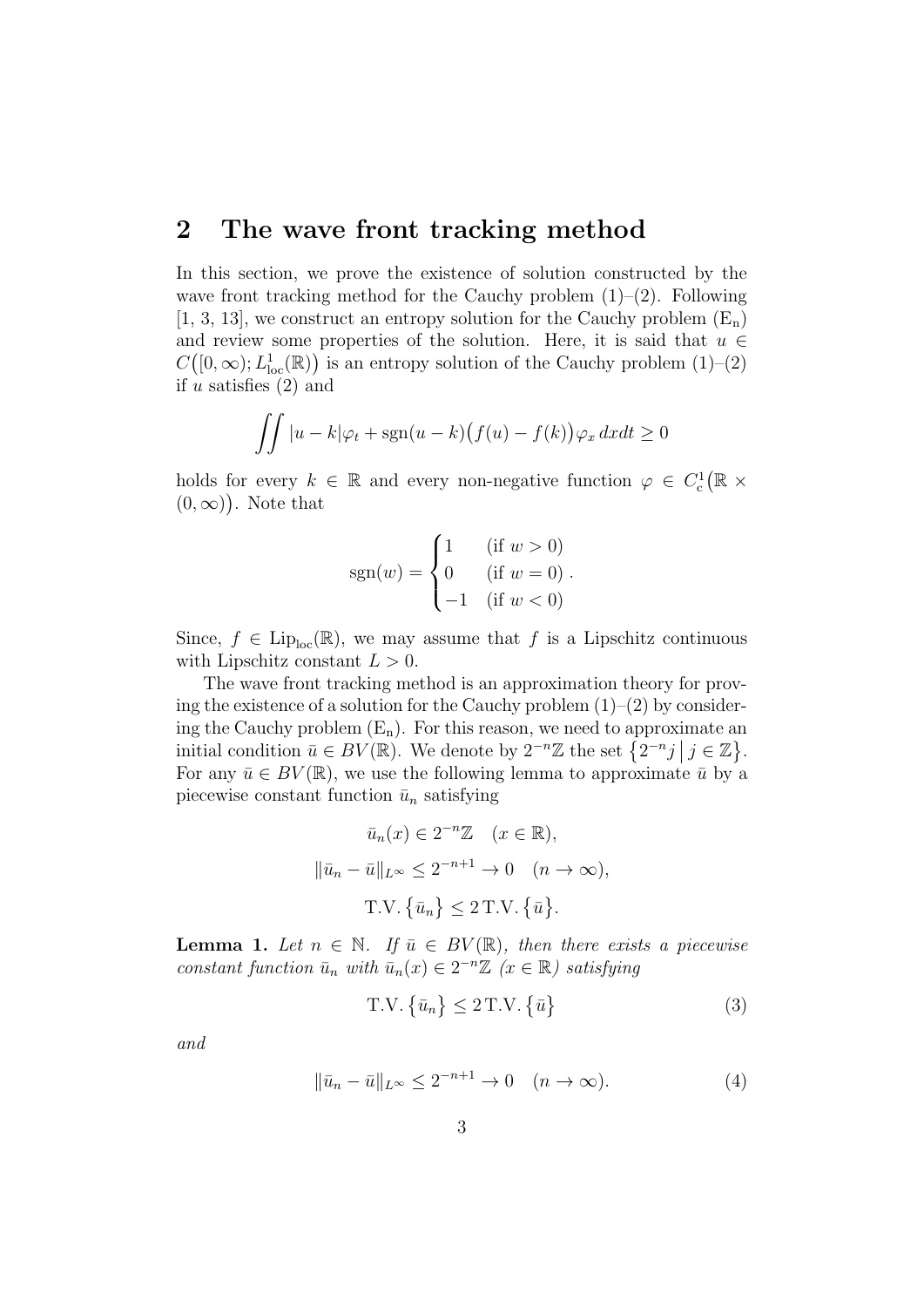## 2 The wave front tracking method

In this section, we prove the existence of solution constructed by the wave front tracking method for the Cauchy problem (1)–(2). Following [1, 3, 13], we construct an entropy solution for the Cauchy problem ($\mathrm{E_n}$) and review some properties of the solution. Here, it is said that $u \in C\big([0,\infty); L^1_{\mathrm{loc}}(\mathbb{R})\big)$ is an entropy solution of the Cauchy problem (1)–(2) if $u$ satisfies (2) and

$$\iint |u-k|\varphi_t + \mathrm{sgn}(u-k)\big(f(u)-f(k)\big)\varphi_x \, dxdt \geq 0$$

holds for every $k \in \mathbb{R}$ and every non-negative function $\varphi \in C^1_{\mathrm{c}}\big(\mathbb{R} \times (0,\infty)\big)$. Note that

$$\mathrm{sgn}(w) = \begin{cases} 1 & (\text{if } w > 0) \\ 0 & (\text{if } w = 0) \\ -1 & (\text{if } w < 0) \end{cases}.$$

Since, $f \in \mathrm{Lip}_{\mathrm{loc}}(\mathbb{R})$, we may assume that $f$ is a Lipschitz continuous with Lipschitz constant $L > 0$.

The wave front tracking method is an approximation theory for proving the existence of a solution for the Cauchy problem (1)–(2) by considering the Cauchy problem ($\mathrm{E_n}$). For this reason, we need to approximate an initial condition $\bar{u} \in BV(\mathbb{R})$. We denote by $2^{-n}\mathbb{Z}$ the set $\{2^{-n}j \mid j \in \mathbb{Z}\}$. For any $\bar{u} \in BV(\mathbb{R})$, we use the following lemma to approximate $\bar{u}$ by a piecewise constant function $\bar{u}_n$ satisfying

$$\bar{u}_n(x) \in 2^{-n}\mathbb{Z} \quad (x \in \mathbb{R}),$$

$$\|\bar{u}_n - \bar{u}\|_{L^\infty} \leq 2^{-n+1} \to 0 \quad (n \to \infty),$$

$$\mathrm{T.V.}\{\bar{u}_n\} \leq 2\,\mathrm{T.V.}\{\bar{u}\}.$$

**Lemma 1.** *Let $n \in \mathbb{N}$. If $\bar{u} \in BV(\mathbb{R})$, then there exists a piecewise constant function $\bar{u}_n$ with $\bar{u}_n(x) \in 2^{-n}\mathbb{Z}$ $(x \in \mathbb{R})$ satisfying*

$$\mathrm{T.V.}\{\bar{u}_n\} \leq 2\,\mathrm{T.V.}\{\bar{u}\} \tag{3}$$

*and*

$$\|\bar{u}_n - \bar{u}\|_{L^\infty} \leq 2^{-n+1} \to 0 \quad (n \to \infty). \tag{4}$$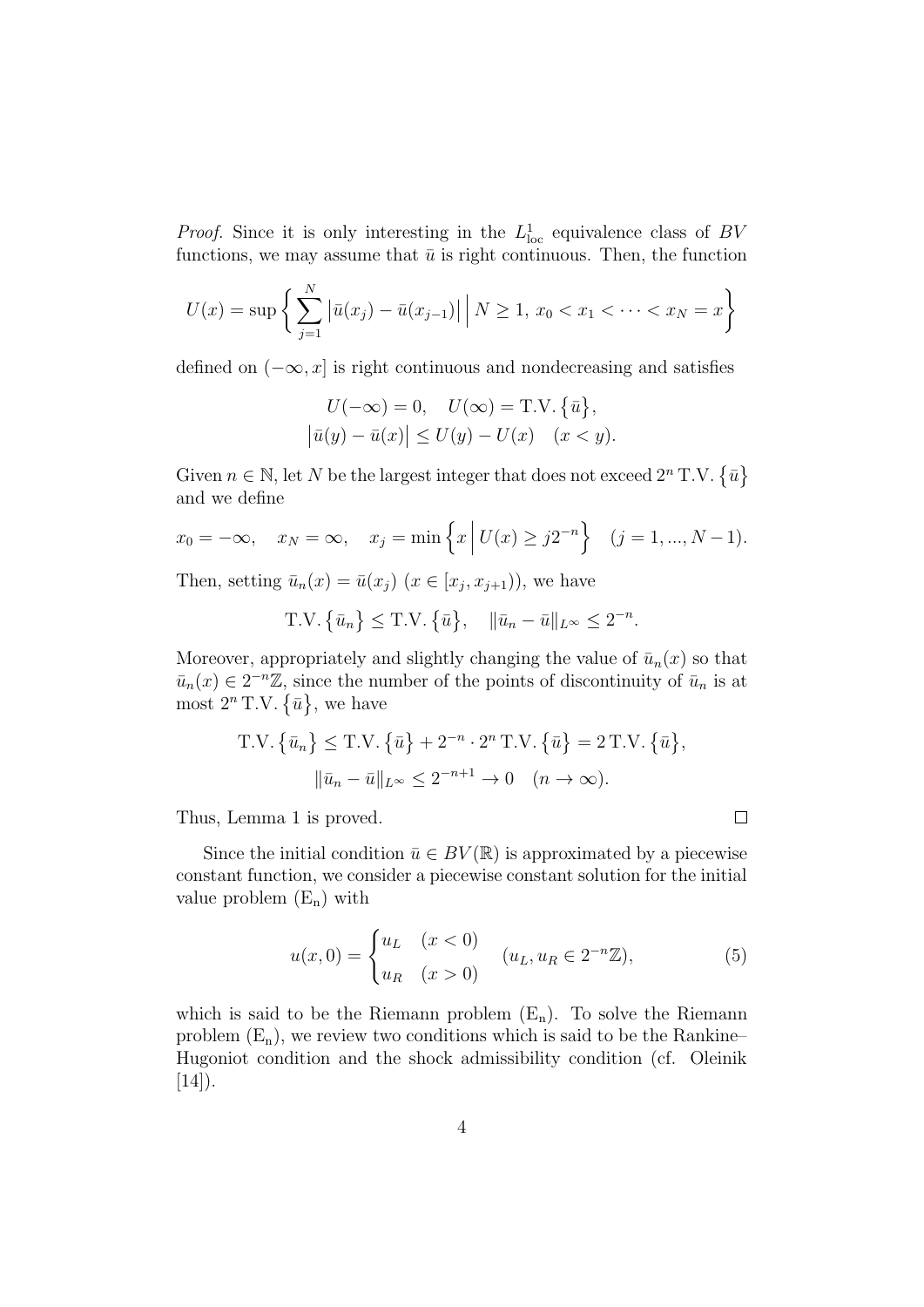*Proof.* Since it is only interesting in the $L^1_{\rm loc}$ equivalence class of $BV$ functions, we may assume that $\bar{u}$ is right continuous. Then, the function

$$U(x) = \sup\left\{ \sum_{j=1}^{N} \left|\bar{u}(x_j) - \bar{u}(x_{j-1})\right| \,\middle|\, N \geq 1,\ x_0 < x_1 < \cdots < x_N = x \right\}$$

defined on $(-\infty, x]$ is right continuous and nondecreasing and satisfies

$$U(-\infty) = 0, \quad U(\infty) = \mathrm{T.V.}\left\{\bar{u}\right\},$$
$$\left|\bar{u}(y) - \bar{u}(x)\right| \leq U(y) - U(x) \quad (x < y).$$

Given $n \in \mathbb{N}$, let $N$ be the largest integer that does not exceed $2^n\,\mathrm{T.V.}\left\{\bar{u}\right\}$ and we define

$$x_0 = -\infty, \quad x_N = \infty, \quad x_j = \min\left\{ x \,\middle|\, U(x) \geq j2^{-n} \right\} \quad (j = 1, ..., N-1).$$

Then, setting $\bar{u}_n(x) = \bar{u}(x_j)$ $(x \in [x_j, x_{j+1}))$, we have

$$\mathrm{T.V.}\left\{\bar{u}_n\right\} \leq \mathrm{T.V.}\left\{\bar{u}\right\}, \quad \|\bar{u}_n - \bar{u}\|_{L^\infty} \leq 2^{-n}.$$

Moreover, appropriately and slightly changing the value of $\bar{u}_n(x)$ so that $\bar{u}_n(x) \in 2^{-n}\mathbb{Z}$, since the number of the points of discontinuity of $\bar{u}_n$ is at most $2^n\,\mathrm{T.V.}\left\{\bar{u}\right\}$, we have

$$\mathrm{T.V.}\left\{\bar{u}_n\right\} \leq \mathrm{T.V.}\left\{\bar{u}\right\} + 2^{-n} \cdot 2^n\,\mathrm{T.V.}\left\{\bar{u}\right\} = 2\,\mathrm{T.V.}\left\{\bar{u}\right\},$$
$$\|\bar{u}_n - \bar{u}\|_{L^\infty} \leq 2^{-n+1} \to 0 \quad (n \to \infty).$$

Thus, Lemma 1 is proved. $\square$

Since the initial condition $\bar{u} \in BV(\mathbb{R})$ is approximated by a piecewise constant function, we consider a piecewise constant solution for the initial value problem $(\mathrm{E_n})$ with

$$u(x, 0) = \begin{cases} u_L & (x < 0) \\ u_R & (x > 0) \end{cases} \quad (u_L, u_R \in 2^{-n}\mathbb{Z}), \tag{5}$$

which is said to be the Riemann problem $(\mathrm{E_n})$. To solve the Riemann problem $(\mathrm{E_n})$, we review two conditions which is said to be the Rankine–Hugoniot condition and the shock admissibility condition (cf. Oleinik [14]).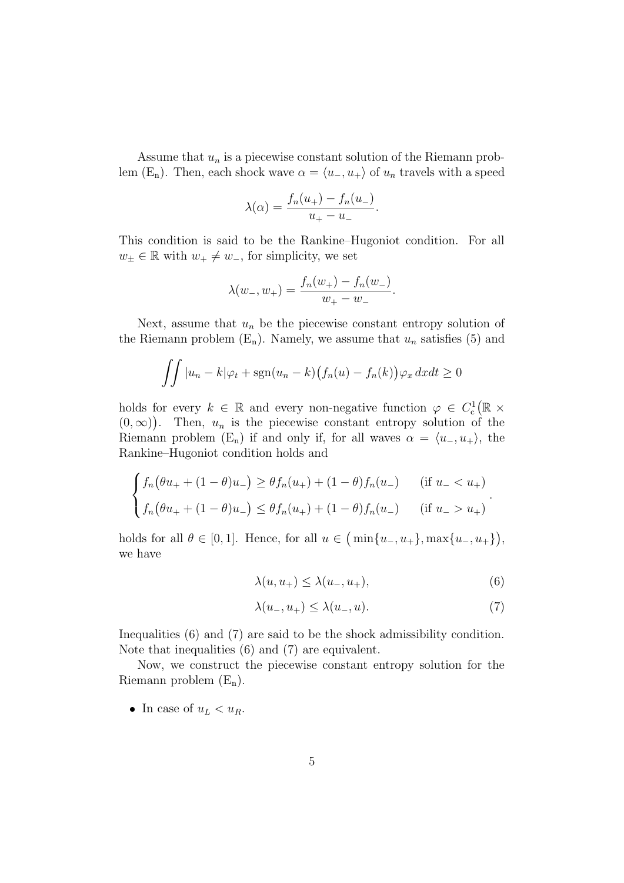Assume that $u_n$ is a piecewise constant solution of the Riemann problem ($\mathrm{E_n}$). Then, each shock wave $\alpha = \langle u_-, u_+\rangle$ of $u_n$ travels with a speed

$$\lambda(\alpha) = \frac{f_n(u_+) - f_n(u_-)}{u_+ - u_-}.$$

This condition is said to be the Rankine–Hugoniot condition. For all $w_\pm \in \mathbb{R}$ with $w_+ \neq w_-$, for simplicity, we set

$$\lambda(w_-, w_+) = \frac{f_n(w_+) - f_n(w_-)}{w_+ - w_-}.$$

Next, assume that $u_n$ be the piecewise constant entropy solution of the Riemann problem ($\mathrm{E_n}$). Namely, we assume that $u_n$ satisfies (5) and

$$\iint |u_n - k|\varphi_t + \mathrm{sgn}(u_n - k)\big(f_n(u) - f_n(k)\big)\varphi_x \, dxdt \geq 0$$

holds for every $k \in \mathbb{R}$ and every non-negative function $\varphi \in C_c^1\big(\mathbb{R} \times (0,\infty)\big)$. Then, $u_n$ is the piecewise constant entropy solution of the Riemann problem ($\mathrm{E_n}$) if and only if, for all waves $\alpha = \langle u_-, u_+\rangle$, the Rankine–Hugoniot condition holds and

$$\begin{cases} f_n\big(\theta u_+ + (1-\theta)u_-\big) \geq \theta f_n(u_+) + (1-\theta) f_n(u_-) & (\text{if } u_- < u_+) \\ f_n\big(\theta u_+ + (1-\theta)u_-\big) \leq \theta f_n(u_+) + (1-\theta) f_n(u_-) & (\text{if } u_- > u_+) \end{cases}.$$

holds for all $\theta \in [0,1]$. Hence, for all $u \in \big(\min\{u_-, u_+\}, \max\{u_-, u_+\}\big)$, we have

$$\lambda(u, u_+) \leq \lambda(u_-, u_+), \tag{6}$$

$$\lambda(u_-, u_+) \leq \lambda(u_-, u). \tag{7}$$

Inequalities (6) and (7) are said to be the shock admissibility condition. Note that inequalities (6) and (7) are equivalent.

Now, we construct the piecewise constant entropy solution for the Riemann problem ($\mathrm{E_n}$).

- In case of $u_L < u_R$.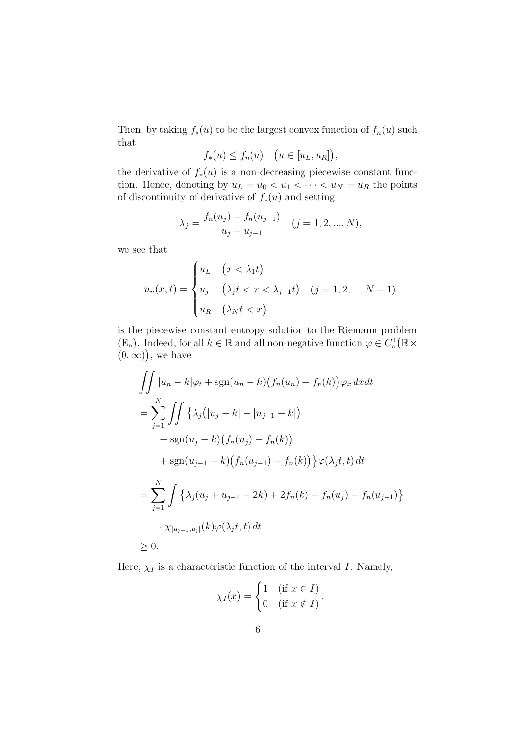Then, by taking $f_*(u)$ to be the largest convex function of $f_n(u)$ such that

$$f_*(u) \le f_n(u) \quad \big(u \in [u_L, u_R]\big),$$

the derivative of $f_*(u)$ is a non-decreasing piecewise constant function. Hence, denoting by $u_L = u_0 < u_1 < \cdots < u_N = u_R$ the points of discontinuity of derivative of $f_*(u)$ and setting

$$\lambda_j = \frac{f_n(u_j) - f_n(u_{j-1})}{u_j - u_{j-1}} \quad (j = 1, 2, ..., N),$$

we see that

$$u_n(x,t) = \begin{cases} u_L & \big(x < \lambda_1 t\big) \\ u_j & \big(\lambda_j t < x < \lambda_{j+1} t\big) \quad (j = 1, 2, ..., N-1) \\ u_R & \big(\lambda_N t < x\big) \end{cases}$$

is the piecewise constant entropy solution to the Riemann problem ($\mathrm{E_n}$). Indeed, for all $k \in \mathbb{R}$ and all non-negative function $\varphi \in C_c^1\big(\mathbb{R} \times (0,\infty)\big)$, we have

$$\begin{aligned}
&\iint |u_n - k|\varphi_t + \operatorname{sgn}(u_n - k)\big(f_n(u_n) - f_n(k)\big)\varphi_x \, dxdt \\
&= \sum_{j=1}^{N} \iint \big\{\lambda_j\big(|u_j - k| - |u_{j-1} - k|\big) \\
&\qquad - \operatorname{sgn}(u_j - k)\big(f_n(u_j) - f_n(k)\big) \\
&\qquad + \operatorname{sgn}(u_{j-1} - k)\big(f_n(u_{j-1}) - f_n(k)\big)\big\}\varphi(\lambda_j t, t)\, dt \\
&= \sum_{j=1}^{N} \int \big\{\lambda_j(u_j + u_{j-1} - 2k) + 2f_n(k) - f_n(u_j) - f_n(u_{j-1})\big\} \\
&\qquad \cdot \chi_{[u_{j-1}, u_j]}(k)\varphi(\lambda_j t, t)\, dt \\
&\ge 0.
\end{aligned}$$

Here, $\chi_I$ is a characteristic function of the interval $I$. Namely,

$$\chi_I(x) = \begin{cases} 1 & (\text{if } x \in I) \\ 0 & (\text{if } x \notin I) \end{cases}.$$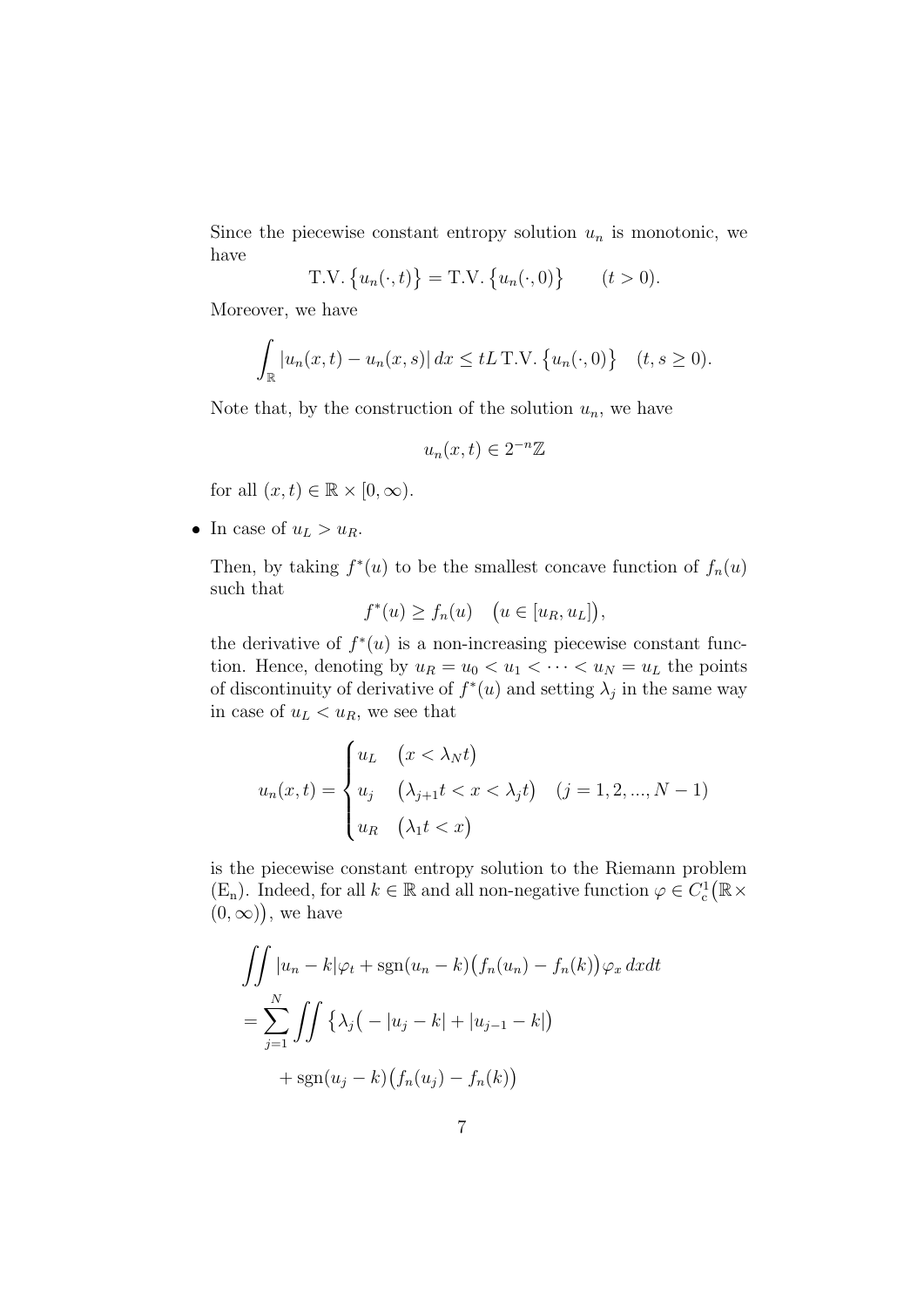Since the piecewise constant entropy solution $u_n$ is monotonic, we have

$$\text{T.V.}\,\{u_n(\cdot,t)\} = \text{T.V.}\,\{u_n(\cdot,0)\} \qquad (t>0).$$

Moreover, we have

$$\int_{\mathbb{R}} |u_n(x,t) - u_n(x,s)|\,dx \leq tL\,\text{T.V.}\,\{u_n(\cdot,0)\} \quad (t,s \geq 0).$$

Note that, by the construction of the solution $u_n$, we have

$$u_n(x,t) \in 2^{-n}\mathbb{Z}$$

for all $(x,t) \in \mathbb{R} \times [0,\infty)$.

- In case of $u_L > u_R$.

  Then, by taking $f^*(u)$ to be the smallest concave function of $f_n(u)$ such that

  $$f^*(u) \geq f_n(u) \quad \bigl(u \in [u_R, u_L]\bigr),$$

  the derivative of $f^*(u)$ is a non-increasing piecewise constant function. Hence, denoting by $u_R = u_0 < u_1 < \cdots < u_N = u_L$ the points of discontinuity of derivative of $f^*(u)$ and setting $\lambda_j$ in the same way in case of $u_L < u_R$, we see that

  $$u_n(x,t) = \begin{cases} u_L & \bigl(x < \lambda_N t\bigr) \\ u_j & \bigl(\lambda_{j+1} t < x < \lambda_j t\bigr) \quad (j = 1,2,...,N-1) \\ u_R & \bigl(\lambda_1 t < x\bigr) \end{cases}$$

  is the piecewise constant entropy solution to the Riemann problem ($\text{E}_\text{n}$). Indeed, for all $k \in \mathbb{R}$ and all non-negative function $\varphi \in C^1_{\text{c}}\bigl(\mathbb{R} \times (0,\infty)\bigr)$, we have

  $$\begin{aligned}
  &\iint |u_n - k|\varphi_t + \operatorname{sgn}(u_n - k)\bigl(f_n(u_n) - f_n(k)\bigr)\varphi_x \,dxdt \\
  &= \sum_{j=1}^{N} \iint \bigl\{\lambda_j\bigl(-|u_j - k| + |u_{j-1} - k|\bigr) \\
  &\qquad + \operatorname{sgn}(u_j - k)\bigl(f_n(u_j) - f_n(k)\bigr)
  \end{aligned}$$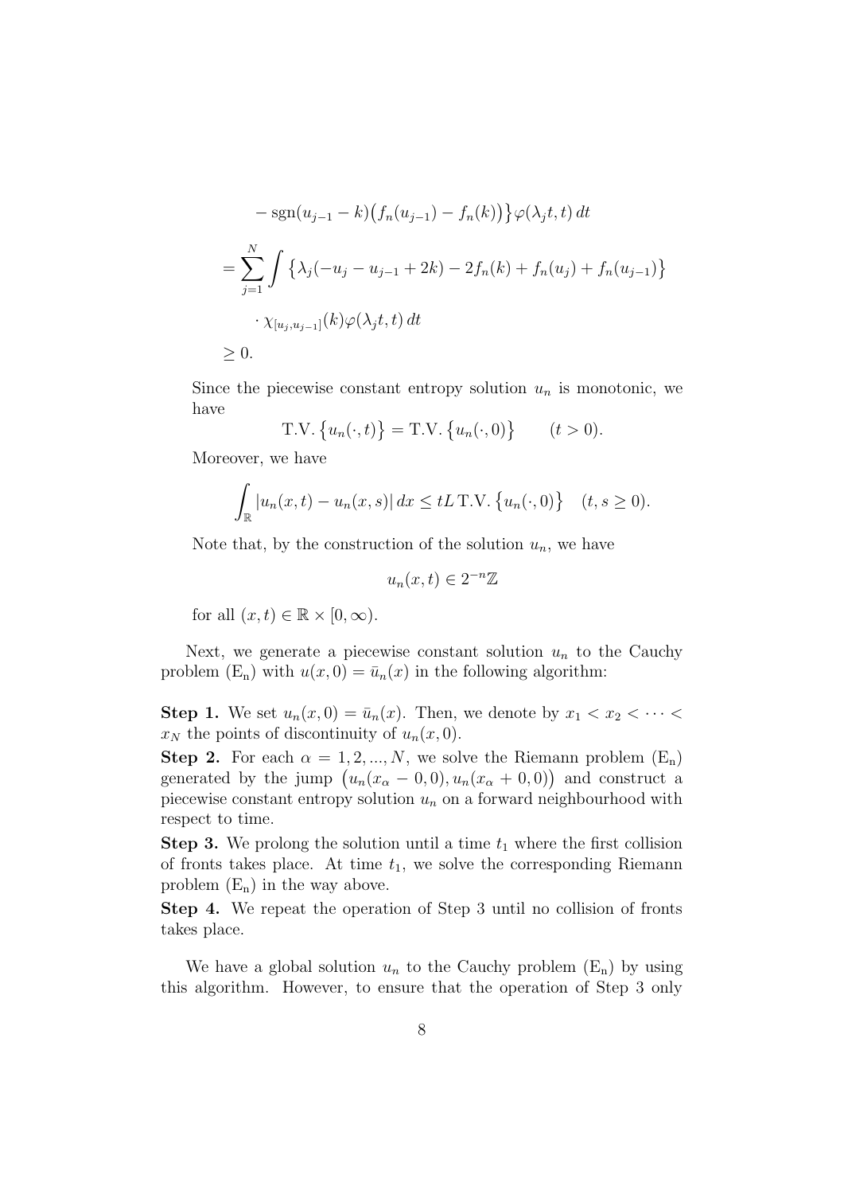$$
\begin{aligned}
&\quad - \operatorname{sgn}(u_{j-1} - k)\big(f_n(u_{j-1}) - f_n(k)\big)\big\}\varphi(\lambda_j t, t)\, dt \\
&= \sum_{j=1}^{N} \int \big\{\lambda_j(-u_j - u_{j-1} + 2k) - 2f_n(k) + f_n(u_j) + f_n(u_{j-1})\big\} \\
&\qquad \cdot \chi_{[u_j, u_{j-1}]}(k)\varphi(\lambda_j t, t)\, dt \\
&\geq 0.
\end{aligned}
$$

Since the piecewise constant entropy solution $u_n$ is monotonic, we have

$$
\text{T.V.}\,\big\{u_n(\cdot,t)\big\} = \text{T.V.}\,\big\{u_n(\cdot,0)\big\} \qquad (t > 0).
$$

Moreover, we have

$$
\int_{\mathbb{R}} |u_n(x,t) - u_n(x,s)|\, dx \leq tL\, \text{T.V.}\,\big\{u_n(\cdot,0)\big\} \quad (t, s \geq 0).
$$

Note that, by the construction of the solution $u_n$, we have

$$
u_n(x,t) \in 2^{-n}\mathbb{Z}
$$

for all $(x,t) \in \mathbb{R} \times [0,\infty)$.

Next, we generate a piecewise constant solution $u_n$ to the Cauchy problem $(\mathrm{E_n})$ with $u(x,0) = \bar{u}_n(x)$ in the following algorithm:

**Step 1.** We set $u_n(x,0) = \bar{u}_n(x)$. Then, we denote by $x_1 < x_2 < \cdots < x_N$ the points of discontinuity of $u_n(x,0)$.

**Step 2.** For each $\alpha = 1, 2, ..., N$, we solve the Riemann problem $(\mathrm{E_n})$ generated by the jump $\big(u_n(x_\alpha - 0, 0), u_n(x_\alpha + 0, 0)\big)$ and construct a piecewise constant entropy solution $u_n$ on a forward neighbourhood with respect to time.

**Step 3.** We prolong the solution until a time $t_1$ where the first collision of fronts takes place. At time $t_1$, we solve the corresponding Riemann problem $(\mathrm{E_n})$ in the way above.

**Step 4.** We repeat the operation of Step 3 until no collision of fronts takes place.

We have a global solution $u_n$ to the Cauchy problem $(\mathrm{E_n})$ by using this algorithm. However, to ensure that the operation of Step 3 only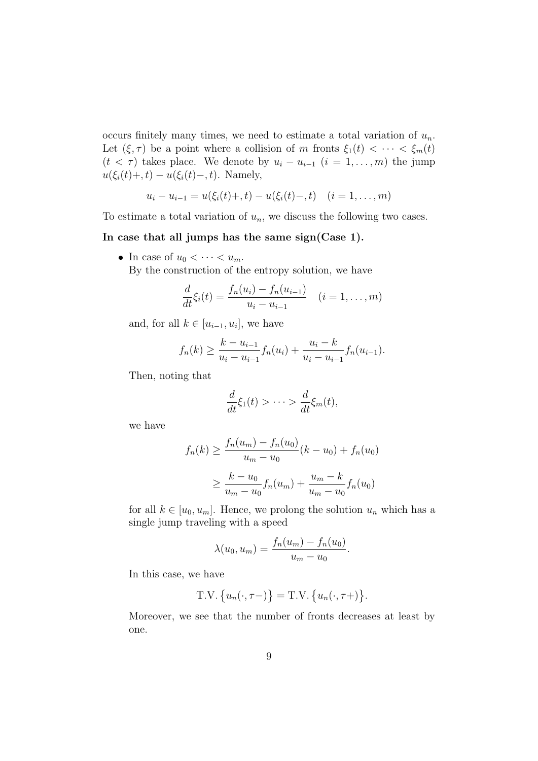occurs finitely many times, we need to estimate a total variation of $u_n$. Let $(\xi, \tau)$ be a point where a collision of $m$ fronts $\xi_1(t) < \cdots < \xi_m(t)$ $(t < \tau)$ takes place. We denote by $u_i - u_{i-1}$ $(i = 1, \ldots, m)$ the jump $u(\xi_i(t)+, t) - u(\xi_i(t)-, t)$. Namely,

$$u_i - u_{i-1} = u(\xi_i(t)+, t) - u(\xi_i(t)-, t) \quad (i = 1, \ldots, m)$$

To estimate a total variation of $u_n$, we discuss the following two cases.

**In case that all jumps has the same sign(Case 1).**

- In case of $u_0 < \cdots < u_m$.
  By the construction of the entropy solution, we have

$$\frac{d}{dt}\xi_i(t) = \frac{f_n(u_i) - f_n(u_{i-1})}{u_i - u_{i-1}} \quad (i = 1, \ldots, m)$$

  and, for all $k \in [u_{i-1}, u_i]$, we have

$$f_n(k) \geq \frac{k - u_{i-1}}{u_i - u_{i-1}} f_n(u_i) + \frac{u_i - k}{u_i - u_{i-1}} f_n(u_{i-1}).$$

  Then, noting that

$$\frac{d}{dt}\xi_1(t) > \cdots > \frac{d}{dt}\xi_m(t),$$

  we have

$$\begin{aligned} f_n(k) &\geq \frac{f_n(u_m) - f_n(u_0)}{u_m - u_0}(k - u_0) + f_n(u_0) \\ &\geq \frac{k - u_0}{u_m - u_0} f_n(u_m) + \frac{u_m - k}{u_m - u_0} f_n(u_0) \end{aligned}$$

  for all $k \in [u_0, u_m]$. Hence, we prolong the solution $u_n$ which has a single jump traveling with a speed

$$\lambda(u_0, u_m) = \frac{f_n(u_m) - f_n(u_0)}{u_m - u_0}.$$

  In this case, we have

$$\text{T.V.}\left\{u_n(\cdot, \tau-)\right\} = \text{T.V.}\left\{u_n(\cdot, \tau+)\right\}.$$

  Moreover, we see that the number of fronts decreases at least by one.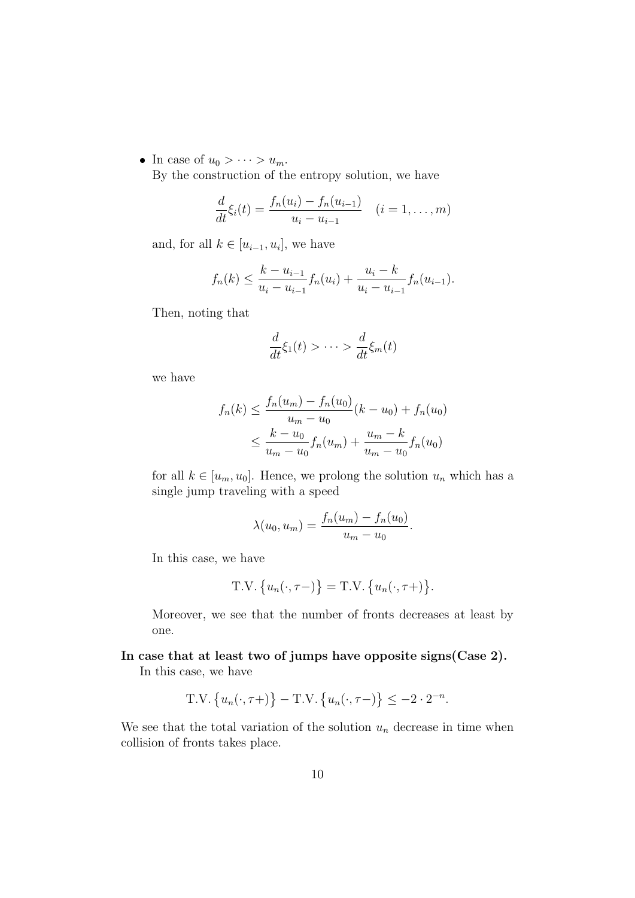- In case of $u_0 > \cdots > u_m$.
  By the construction of the entropy solution, we have

$$\frac{d}{dt}\xi_i(t) = \frac{f_n(u_i) - f_n(u_{i-1})}{u_i - u_{i-1}} \quad (i = 1, \ldots, m)$$

  and, for all $k \in [u_{i-1}, u_i]$, we have

$$f_n(k) \leq \frac{k - u_{i-1}}{u_i - u_{i-1}} f_n(u_i) + \frac{u_i - k}{u_i - u_{i-1}} f_n(u_{i-1}).$$

  Then, noting that

$$\frac{d}{dt}\xi_1(t) > \cdots > \frac{d}{dt}\xi_m(t)$$

  we have

$$\begin{aligned} f_n(k) &\leq \frac{f_n(u_m) - f_n(u_0)}{u_m - u_0}(k - u_0) + f_n(u_0) \\ &\leq \frac{k - u_0}{u_m - u_0} f_n(u_m) + \frac{u_m - k}{u_m - u_0} f_n(u_0) \end{aligned}$$

  for all $k \in [u_m, u_0]$. Hence, we prolong the solution $u_n$ which has a single jump traveling with a speed

$$\lambda(u_0, u_m) = \frac{f_n(u_m) - f_n(u_0)}{u_m - u_0}.$$

  In this case, we have

$$\text{T.V.}\left\{u_n(\cdot, \tau-)\right\} = \text{T.V.}\left\{u_n(\cdot, \tau+)\right\}.$$

  Moreover, we see that the number of fronts decreases at least by one.

**In case that at least two of jumps have opposite signs(Case 2).**

In this case, we have

$$\text{T.V.}\left\{u_n(\cdot, \tau+)\right\} - \text{T.V.}\left\{u_n(\cdot, \tau-)\right\} \leq -2 \cdot 2^{-n}.$$

We see that the total variation of the solution $u_n$ decrease in time when collision of fronts takes place.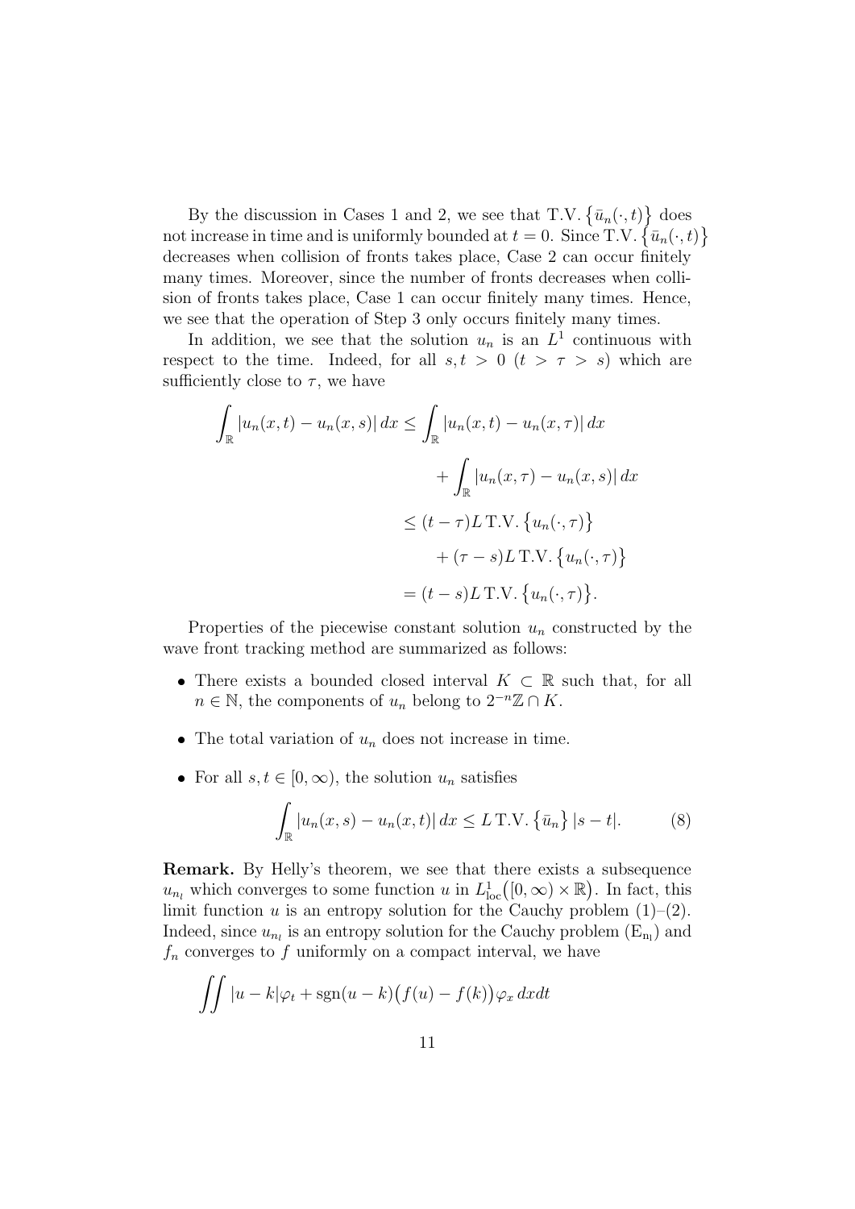By the discussion in Cases 1 and 2, we see that $\text{T.V.}\,\{\bar{u}_n(\cdot,t)\}$ does not increase in time and is uniformly bounded at $t=0$. Since $\text{T.V.}\,\{\bar{u}_n(\cdot,t)\}$ decreases when collision of fronts takes place, Case 2 can occur finitely many times. Moreover, since the number of fronts decreases when collision of fronts takes place, Case 1 can occur finitely many times. Hence, we see that the operation of Step 3 only occurs finitely many times.

In addition, we see that the solution $u_n$ is an $L^1$ continuous with respect to the time. Indeed, for all $s,t>0$ ($t>\tau>s$) which are sufficiently close to $\tau$, we have

$$
\begin{aligned}
\int_{\mathbb{R}} |u_n(x,t)-u_n(x,s)|\,dx &\leq \int_{\mathbb{R}} |u_n(x,t)-u_n(x,\tau)|\,dx \\
&\qquad + \int_{\mathbb{R}} |u_n(x,\tau)-u_n(x,s)|\,dx \\
&\leq (t-\tau)L\,\text{T.V.}\,\{u_n(\cdot,\tau)\} \\
&\qquad + (\tau-s)L\,\text{T.V.}\,\{u_n(\cdot,\tau)\} \\
&= (t-s)L\,\text{T.V.}\,\{u_n(\cdot,\tau)\}.
\end{aligned}
$$

Properties of the piecewise constant solution $u_n$ constructed by the wave front tracking method are summarized as follows:

- There exists a bounded closed interval $K\subset\mathbb{R}$ such that, for all $n\in\mathbb{N}$, the components of $u_n$ belong to $2^{-n}\mathbb{Z}\cap K$.
- The total variation of $u_n$ does not increase in time.
- For all $s,t\in[0,\infty)$, the solution $u_n$ satisfies

$$
\int_{\mathbb{R}} |u_n(x,s)-u_n(x,t)|\,dx \leq L\,\text{T.V.}\,\{\bar{u}_n\}\,|s-t|. \tag{8}
$$

**Remark.** By Helly's theorem, we see that there exists a subsequence $u_{n_l}$ which converges to some function $u$ in $L^1_{\text{loc}}\big([0,\infty)\times\mathbb{R}\big)$. In fact, this limit function $u$ is an entropy solution for the Cauchy problem (1)–(2). Indeed, since $u_{n_l}$ is an entropy solution for the Cauchy problem ($\mathrm{E}_{\mathrm{n_l}}$) and $f_n$ converges to $f$ uniformly on a compact interval, we have

$$
\iint |u-k|\varphi_t + \operatorname{sgn}(u-k)\big(f(u)-f(k)\big)\varphi_x\,dxdt
$$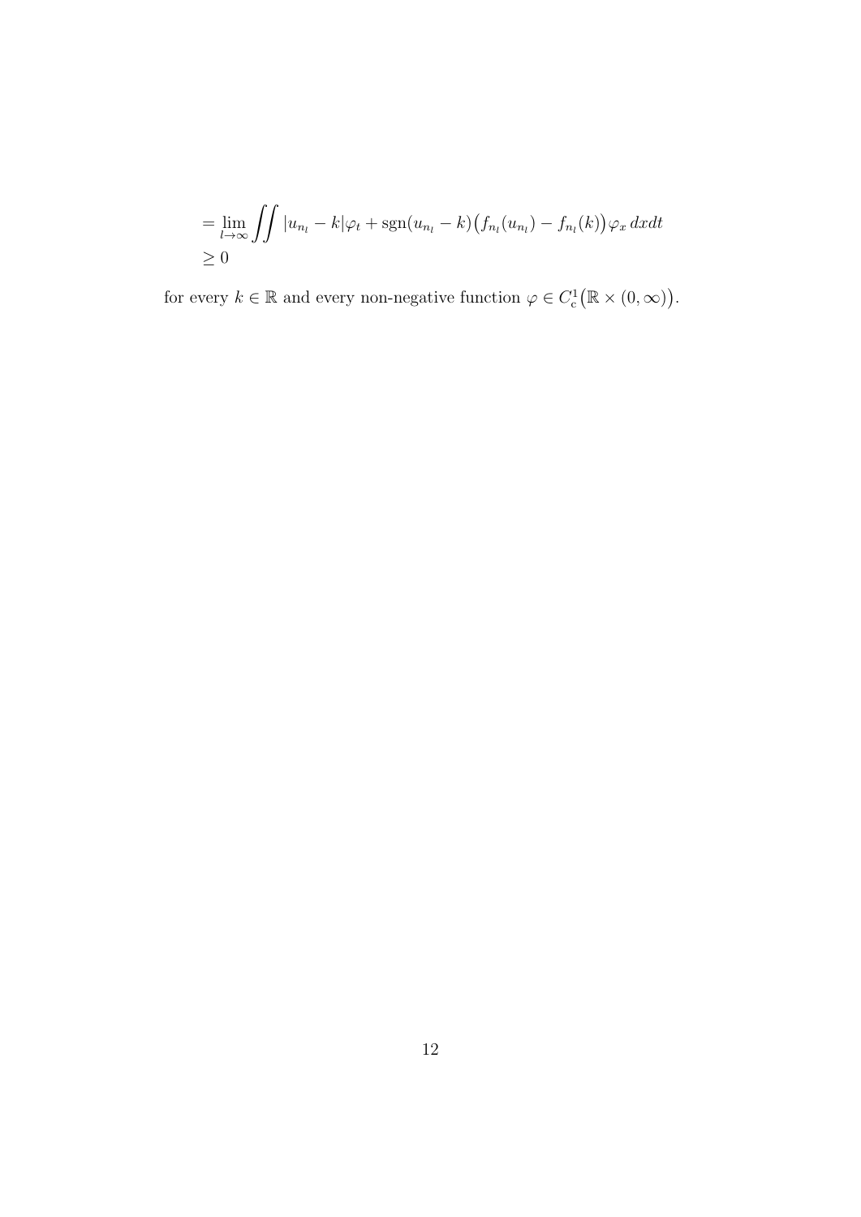$$
\begin{aligned}
&= \lim_{l\to\infty} \iint |u_{n_l} - k|\varphi_t + \operatorname{sgn}(u_{n_l} - k)\big(f_{n_l}(u_{n_l}) - f_{n_l}(k)\big)\varphi_x \, dxdt \\
&\geq 0
\end{aligned}
$$

for every $k \in \mathbb{R}$ and every non-negative function $\varphi \in C^1_{\mathrm{c}}\big(\mathbb{R} \times (0, \infty)\big)$.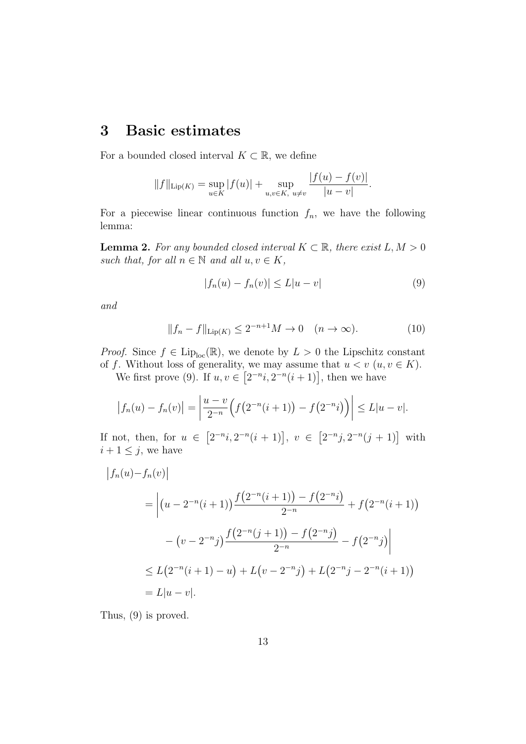## 3 Basic estimates

For a bounded closed interval $K \subset \mathbb{R}$, we define

$$\|f\|_{\mathrm{Lip}(K)} = \sup_{u \in K} |f(u)| + \sup_{u,v \in K,\ u \neq v} \frac{|f(u) - f(v)|}{|u - v|}.$$

For a piecewise linear continuous function $f_n$, we have the following lemma:

**Lemma 2.** *For any bounded closed interval $K \subset \mathbb{R}$, there exist $L, M > 0$ such that, for all $n \in \mathbb{N}$ and all $u, v \in K$,*

$$|f_n(u) - f_n(v)| \leq L|u - v| \tag{9}$$

*and*

$$\|f_n - f\|_{\mathrm{Lip}(K)} \leq 2^{-n+1} M \to 0 \quad (n \to \infty). \tag{10}$$

*Proof.* Since $f \in \mathrm{Lip}_{\mathrm{loc}}(\mathbb{R})$, we denote by $L > 0$ the Lipschitz constant of $f$. Without loss of generality, we may assume that $u < v$ ($u, v \in K$).

We first prove (9). If $u, v \in \left[2^{-n}i, 2^{-n}(i+1)\right]$, then we have

$$\left|f_n(u) - f_n(v)\right| = \left|\frac{u - v}{2^{-n}}\Big(f\big(2^{-n}(i+1)\big) - f\big(2^{-n}i\big)\Big)\right| \leq L|u - v|.$$

If not, then, for $u \in \left[2^{-n}i, 2^{-n}(i+1)\right]$, $v \in \left[2^{-n}j, 2^{-n}(j+1)\right]$ with $i + 1 \leq j$, we have

$$\begin{aligned}
\big|f_n(u) - &f_n(v)\big| \\
&= \Bigg|\big(u - 2^{-n}(i+1)\big)\frac{f\big(2^{-n}(i+1)\big) - f\big(2^{-n}i\big)}{2^{-n}} + f\big(2^{-n}(i+1)\big) \\
&\quad - \big(v - 2^{-n}j\big)\frac{f\big(2^{-n}(j+1)\big) - f\big(2^{-n}j\big)}{2^{-n}} - f\big(2^{-n}j\big)\Bigg| \\
&\leq L\big(2^{-n}(i+1) - u\big) + L\big(v - 2^{-n}j\big) + L\big(2^{-n}j - 2^{-n}(i+1)\big) \\
&= L|u - v|.
\end{aligned}$$

Thus, (9) is proved.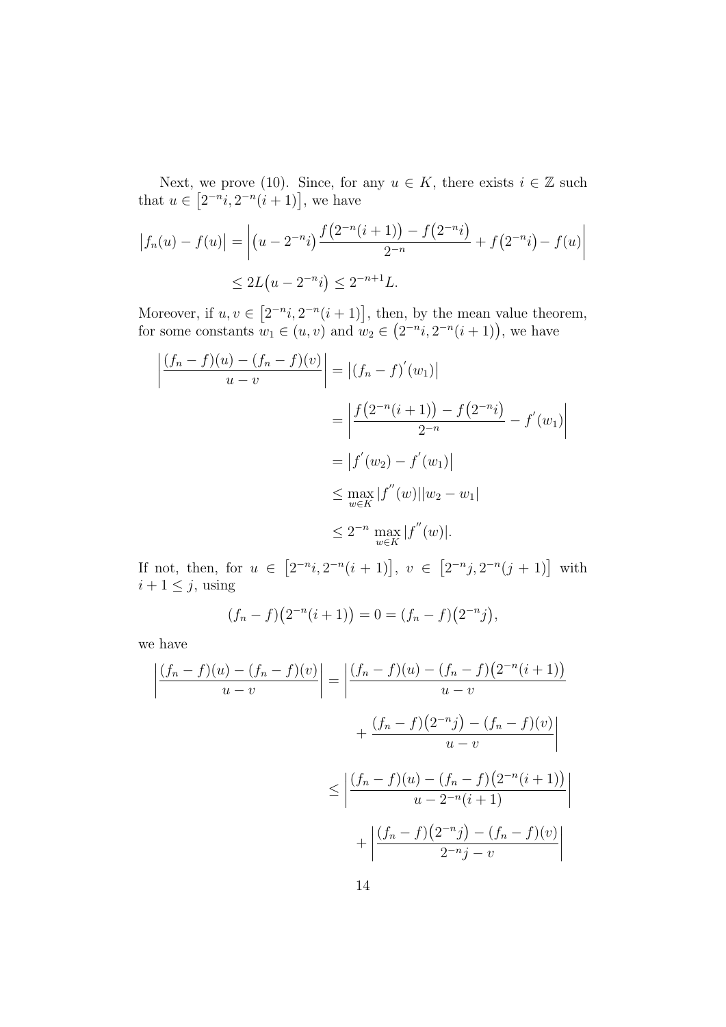Next, we prove (10). Since, for any $u \in K$, there exists $i \in \mathbb{Z}$ such that $u \in \big[2^{-n}i, 2^{-n}(i+1)\big]$, we have

$$
\begin{aligned}
\big|f_n(u) - f(u)\big| &= \left| \big(u - 2^{-n}i\big) \frac{f\big(2^{-n}(i+1)\big) - f\big(2^{-n}i\big)}{2^{-n}} + f\big(2^{-n}i\big) - f(u) \right| \\
&\leq 2L\big(u - 2^{-n}i\big) \leq 2^{-n+1}L.
\end{aligned}
$$

Moreover, if $u, v \in \big[2^{-n}i, 2^{-n}(i+1)\big]$, then, by the mean value theorem, for some constants $w_1 \in (u, v)$ and $w_2 \in \big(2^{-n}i, 2^{-n}(i+1)\big)$, we have

$$
\begin{aligned}
\left| \frac{(f_n - f)(u) - (f_n - f)(v)}{u - v} \right| &= \big|(f_n - f)^{'}(w_1)\big| \\
&= \left| \frac{f\big(2^{-n}(i+1)\big) - f\big(2^{-n}i\big)}{2^{-n}} - f^{'}(w_1) \right| \\
&= \big|f^{'}(w_2) - f^{'}(w_1)\big| \\
&\leq \max_{w \in K} |f^{''}(w)||w_2 - w_1| \\
&\leq 2^{-n} \max_{w \in K} |f^{''}(w)|.
\end{aligned}
$$

If not, then, for $u \in \big[2^{-n}i, 2^{-n}(i+1)\big]$, $v \in \big[2^{-n}j, 2^{-n}(j+1)\big]$ with $i + 1 \leq j$, using

$$
(f_n - f)\big(2^{-n}(i+1)\big) = 0 = (f_n - f)\big(2^{-n}j\big),
$$

we have

$$
\begin{aligned}
\left| \frac{(f_n - f)(u) - (f_n - f)(v)}{u - v} \right| &= \Bigg| \frac{(f_n - f)(u) - (f_n - f)\big(2^{-n}(i+1)\big)}{u - v} \\
&\qquad + \frac{(f_n - f)\big(2^{-n}j\big) - (f_n - f)(v)}{u - v} \Bigg| \\
&\leq \left| \frac{(f_n - f)(u) - (f_n - f)\big(2^{-n}(i+1)\big)}{u - 2^{-n}(i+1)} \right| \\
&\qquad + \left| \frac{(f_n - f)\big(2^{-n}j\big) - (f_n - f)(v)}{2^{-n}j - v} \right|
\end{aligned}
$$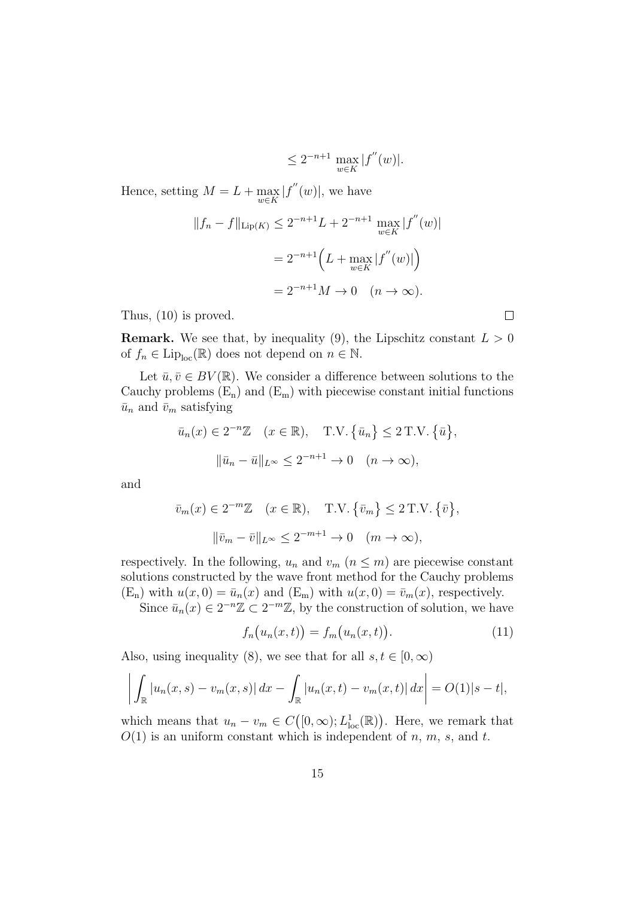$$\leq 2^{-n+1} \max_{w \in K} |f^{''}(w)|.$$

Hence, setting $M = L + \max_{w \in K} |f^{''}(w)|$, we have

$$\begin{aligned}
\|f_n - f\|_{\mathrm{Lip}(K)} &\leq 2^{-n+1} L + 2^{-n+1} \max_{w \in K} |f^{''}(w)| \\
&= 2^{-n+1}\Big(L + \max_{w \in K} |f^{''}(w)|\Big) \\
&= 2^{-n+1} M \to 0 \quad (n \to \infty).
\end{aligned}$$

Thus, (10) is proved. $\square$

**Remark.** We see that, by inequality (9), the Lipschitz constant $L > 0$ of $f_n \in \mathrm{Lip}_{\mathrm{loc}}(\mathbb{R})$ does not depend on $n \in \mathbb{N}$.

Let $\bar{u}, \bar{v} \in BV(\mathbb{R})$. We consider a difference between solutions to the Cauchy problems $(\mathrm{E_n})$ and $(\mathrm{E_m})$ with piecewise constant initial functions $\bar{u}_n$ and $\bar{v}_m$ satisfying

$$\bar{u}_n(x) \in 2^{-n}\mathbb{Z} \quad (x \in \mathbb{R}), \quad \mathrm{T.V.}\big\{\bar{u}_n\big\} \leq 2\,\mathrm{T.V.}\big\{\bar{u}\big\},$$

$$\|\bar{u}_n - \bar{u}\|_{L^\infty} \leq 2^{-n+1} \to 0 \quad (n \to \infty),$$

and

$$\bar{v}_m(x) \in 2^{-m}\mathbb{Z} \quad (x \in \mathbb{R}), \quad \mathrm{T.V.}\big\{\bar{v}_m\big\} \leq 2\,\mathrm{T.V.}\big\{\bar{v}\big\},$$

$$\|\bar{v}_m - \bar{v}\|_{L^\infty} \leq 2^{-m+1} \to 0 \quad (m \to \infty),$$

respectively. In the following, $u_n$ and $v_m$ $(n \leq m)$ are piecewise constant solutions constructed by the wave front method for the Cauchy problems $(\mathrm{E_n})$ with $u(x,0) = \bar{u}_n(x)$ and $(\mathrm{E_m})$ with $u(x,0) = \bar{v}_m(x)$, respectively.

Since $\bar{u}_n(x) \in 2^{-n}\mathbb{Z} \subset 2^{-m}\mathbb{Z}$, by the construction of solution, we have

$$f_n\big(u_n(x,t)\big) = f_m\big(u_n(x,t)\big). \tag{11}$$

Also, using inequality (8), we see that for all $s, t \in [0, \infty)$

$$\left| \int_{\mathbb{R}} |u_n(x,s) - v_m(x,s)|\, dx - \int_{\mathbb{R}} |u_n(x,t) - v_m(x,t)|\, dx \right| = O(1)|s - t|,$$

which means that $u_n - v_m \in C\big([0,\infty); L^1_{\mathrm{loc}}(\mathbb{R})\big)$. Here, we remark that $O(1)$ is an uniform constant which is independent of $n$, $m$, $s$, and $t$.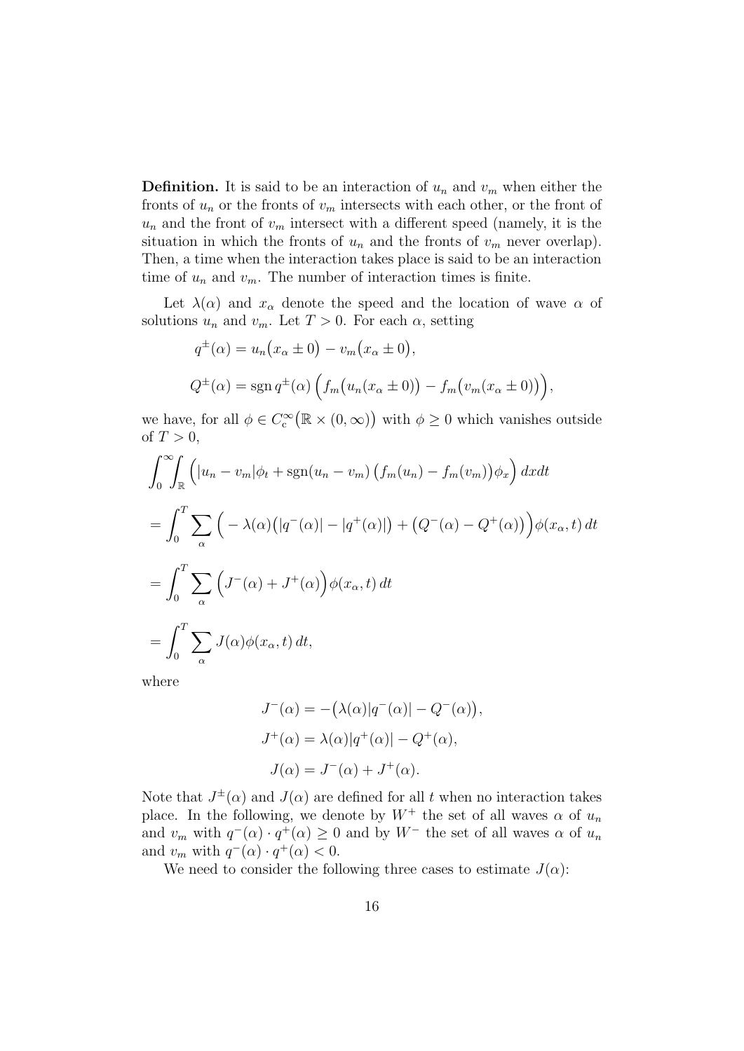**Definition.** It is said to be an interaction of $u_n$ and $v_m$ when either the fronts of $u_n$ or the fronts of $v_m$ intersects with each other, or the front of $u_n$ and the front of $v_m$ intersect with a different speed (namely, it is the situation in which the fronts of $u_n$ and the fronts of $v_m$ never overlap). Then, a time when the interaction takes place is said to be an interaction time of $u_n$ and $v_m$. The number of interaction times is finite.

Let $\lambda(\alpha)$ and $x_\alpha$ denote the speed and the location of wave $\alpha$ of solutions $u_n$ and $v_m$. Let $T > 0$. For each $\alpha$, setting

$$
\begin{aligned}
&q^\pm(\alpha) = u_n\big(x_\alpha \pm 0\big) - v_m\big(x_\alpha \pm 0\big),\\
&Q^\pm(\alpha) = \operatorname{sgn} q^\pm(\alpha)\left(f_m\big(u_n(x_\alpha \pm 0)\big) - f_m\big(v_m(x_\alpha \pm 0)\big)\right),
\end{aligned}
$$

we have, for all $\phi \in C_c^\infty\big(\mathbb{R} \times (0,\infty)\big)$ with $\phi \geq 0$ which vanishes outside of $T > 0$,

$$
\begin{aligned}
&\int_0^\infty\!\!\int_{\mathbb{R}} \Big(|u_n - v_m|\phi_t + \operatorname{sgn}(u_n - v_m)\big(f_m(u_n) - f_m(v_m)\big)\phi_x\Big)\, dxdt\\
&= \int_0^T \sum_\alpha \Big( -\lambda(\alpha)\big(|q^-(\alpha)| - |q^+(\alpha)|\big) + \big(Q^-(\alpha) - Q^+(\alpha)\big)\Big)\phi(x_\alpha, t)\, dt\\
&= \int_0^T \sum_\alpha \Big(J^-(\alpha) + J^+(\alpha)\Big)\phi(x_\alpha, t)\, dt\\
&= \int_0^T \sum_\alpha J(\alpha)\phi(x_\alpha, t)\, dt,
\end{aligned}
$$

where

$$
\begin{aligned}
J^-(\alpha) &= -\big(\lambda(\alpha)|q^-(\alpha)| - Q^-(\alpha)\big),\\
J^+(\alpha) &= \lambda(\alpha)|q^+(\alpha)| - Q^+(\alpha),\\
J(\alpha) &= J^-(\alpha) + J^+(\alpha).
\end{aligned}
$$

Note that $J^\pm(\alpha)$ and $J(\alpha)$ are defined for all $t$ when no interaction takes place. In the following, we denote by $W^+$ the set of all waves $\alpha$ of $u_n$ and $v_m$ with $q^-(\alpha) \cdot q^+(\alpha) \geq 0$ and by $W^-$ the set of all waves $\alpha$ of $u_n$ and $v_m$ with $q^-(\alpha) \cdot q^+(\alpha) < 0$.

We need to consider the following three cases to estimate $J(\alpha)$: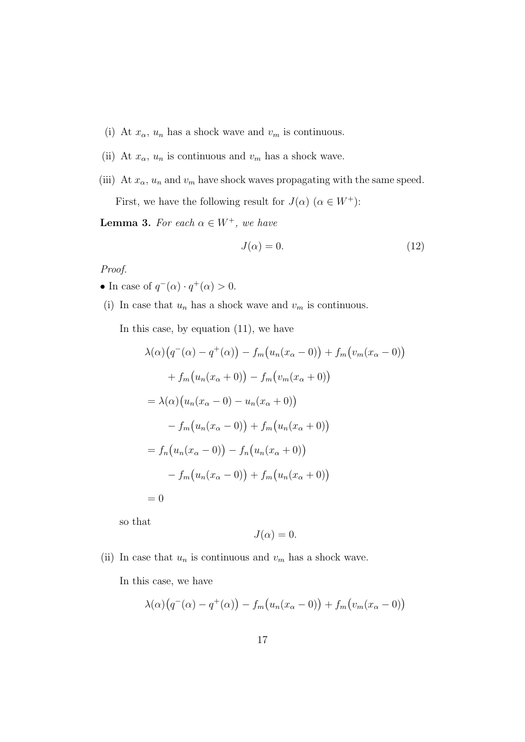(i) At $x_\alpha$, $u_n$ has a shock wave and $v_m$ is continuous.

(ii) At $x_\alpha$, $u_n$ is continuous and $v_m$ has a shock wave.

(iii) At $x_\alpha$, $u_n$ and $v_m$ have shock waves propagating with the same speed.

First, we have the following result for $J(\alpha)$ ($\alpha \in W^+$):

**Lemma 3.** *For each $\alpha \in W^+$, we have*

$$J(\alpha) = 0. \tag{12}$$

*Proof.*

• In case of $q^-(\alpha) \cdot q^+(\alpha) > 0$.

(i) In case that $u_n$ has a shock wave and $v_m$ is continuous.

In this case, by equation (11), we have

$$\begin{aligned}
&\lambda(\alpha)\big(q^-(\alpha) - q^+(\alpha)\big) - f_m\big(u_n(x_\alpha - 0)\big) + f_m\big(v_m(x_\alpha - 0)\big) \\
&\qquad + f_m\big(u_n(x_\alpha + 0)\big) - f_m\big(v_m(x_\alpha + 0)\big) \\
&= \lambda(\alpha)\big(u_n(x_\alpha - 0) - u_n(x_\alpha + 0)\big) \\
&\qquad - f_m\big(u_n(x_\alpha - 0)\big) + f_m\big(u_n(x_\alpha + 0)\big) \\
&= f_n\big(u_n(x_\alpha - 0)\big) - f_n\big(u_n(x_\alpha + 0)\big) \\
&\qquad - f_m\big(u_n(x_\alpha - 0)\big) + f_m\big(u_n(x_\alpha + 0)\big) \\
&= 0
\end{aligned}$$

so that

$$J(\alpha) = 0.$$

(ii) In case that $u_n$ is continuous and $v_m$ has a shock wave.

In this case, we have

$$\lambda(\alpha)\big(q^-(\alpha) - q^+(\alpha)\big) - f_m\big(u_n(x_\alpha - 0)\big) + f_m\big(v_m(x_\alpha - 0)\big)$$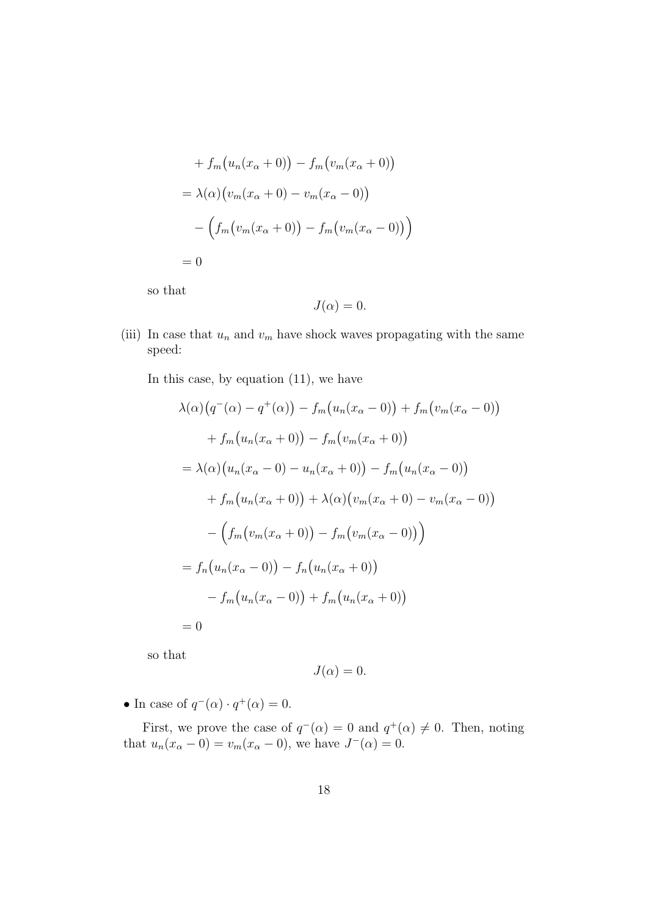$$
\begin{aligned}
&+ f_m\big(u_n(x_\alpha+0)\big) - f_m\big(v_m(x_\alpha+0)\big) \\
&= \lambda(\alpha)\big(v_m(x_\alpha+0) - v_m(x_\alpha-0)\big) \\
&\quad - \Big(f_m\big(v_m(x_\alpha+0)\big) - f_m\big(v_m(x_\alpha-0)\big)\Big) \\
&= 0
\end{aligned}
$$

so that

$$
J(\alpha) = 0.
$$

(iii) In case that $u_n$ and $v_m$ have shock waves propagating with the same speed:

In this case, by equation (11), we have

$$
\begin{aligned}
&\lambda(\alpha)\big(q^-(\alpha) - q^+(\alpha)\big) - f_m\big(u_n(x_\alpha-0)\big) + f_m\big(v_m(x_\alpha-0)\big) \\
&\quad + f_m\big(u_n(x_\alpha+0)\big) - f_m\big(v_m(x_\alpha+0)\big) \\
&= \lambda(\alpha)\big(u_n(x_\alpha-0) - u_n(x_\alpha+0)\big) - f_m\big(u_n(x_\alpha-0)\big) \\
&\quad + f_m\big(u_n(x_\alpha+0)\big) + \lambda(\alpha)\big(v_m(x_\alpha+0) - v_m(x_\alpha-0)\big) \\
&\quad - \Big(f_m\big(v_m(x_\alpha+0)\big) - f_m\big(v_m(x_\alpha-0)\big)\Big) \\
&= f_n\big(u_n(x_\alpha-0)\big) - f_n\big(u_n(x_\alpha+0)\big) \\
&\quad - f_m\big(u_n(x_\alpha-0)\big) + f_m\big(u_n(x_\alpha+0)\big) \\
&= 0
\end{aligned}
$$

so that

$$
J(\alpha) = 0.
$$

- In case of $q^-(\alpha) \cdot q^+(\alpha) = 0$.

First, we prove the case of $q^-(\alpha) = 0$ and $q^+(\alpha) \neq 0$. Then, noting that $u_n(x_\alpha - 0) = v_m(x_\alpha - 0)$, we have $J^-(\alpha) = 0$.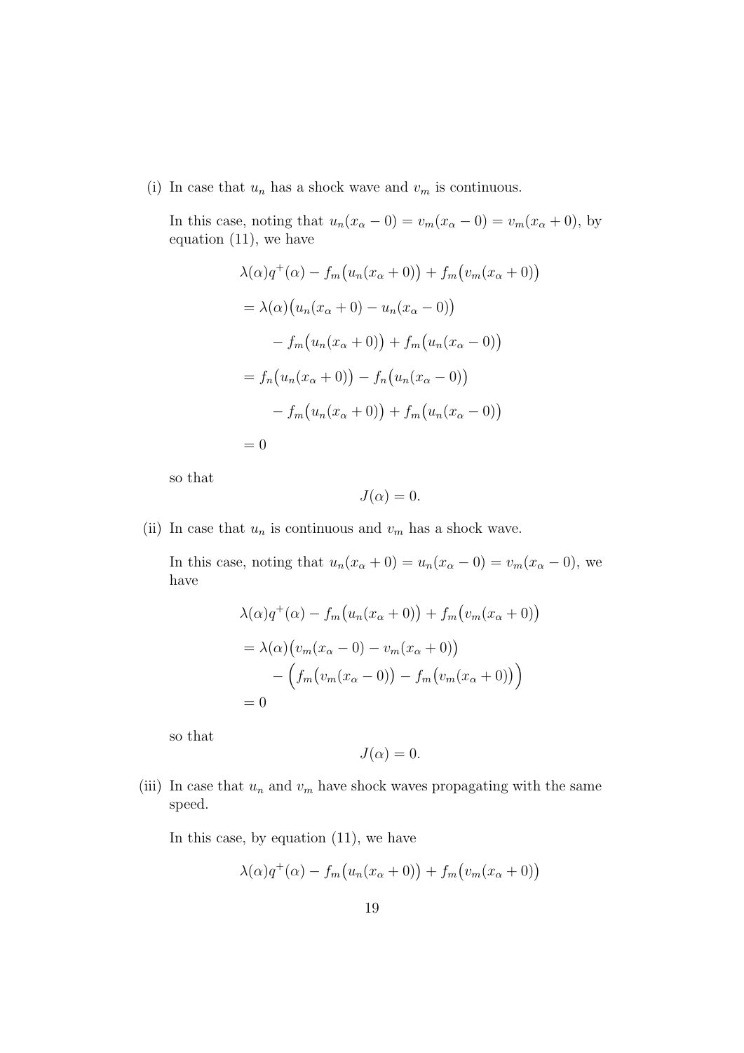(i) In case that $u_n$ has a shock wave and $v_m$ is continuous.

In this case, noting that $u_n(x_\alpha - 0) = v_m(x_\alpha - 0) = v_m(x_\alpha + 0)$, by equation (11), we have

$$
\begin{aligned}
&\lambda(\alpha)q^+(\alpha) - f_m\big(u_n(x_\alpha + 0)\big) + f_m\big(v_m(x_\alpha + 0)\big) \\
&= \lambda(\alpha)\big(u_n(x_\alpha + 0) - u_n(x_\alpha - 0)\big) \\
&\qquad - f_m\big(u_n(x_\alpha + 0)\big) + f_m\big(u_n(x_\alpha - 0)\big) \\
&= f_n\big(u_n(x_\alpha + 0)\big) - f_n\big(u_n(x_\alpha - 0)\big) \\
&\qquad - f_m\big(u_n(x_\alpha + 0)\big) + f_m\big(u_n(x_\alpha - 0)\big) \\
&= 0
\end{aligned}
$$

so that

$$J(\alpha) = 0.$$

(ii) In case that $u_n$ is continuous and $v_m$ has a shock wave.

In this case, noting that $u_n(x_\alpha + 0) = u_n(x_\alpha - 0) = v_m(x_\alpha - 0)$, we have

$$
\begin{aligned}
&\lambda(\alpha)q^+(\alpha) - f_m\big(u_n(x_\alpha + 0)\big) + f_m\big(v_m(x_\alpha + 0)\big) \\
&= \lambda(\alpha)\big(v_m(x_\alpha - 0) - v_m(x_\alpha + 0)\big) \\
&\qquad - \Big(f_m\big(v_m(x_\alpha - 0)\big) - f_m\big(v_m(x_\alpha + 0)\big)\Big) \\
&= 0
\end{aligned}
$$

so that

$$J(\alpha) = 0.$$

(iii) In case that $u_n$ and $v_m$ have shock waves propagating with the same speed.

In this case, by equation (11), we have

$$\lambda(\alpha)q^+(\alpha) - f_m\big(u_n(x_\alpha + 0)\big) + f_m\big(v_m(x_\alpha + 0)\big)$$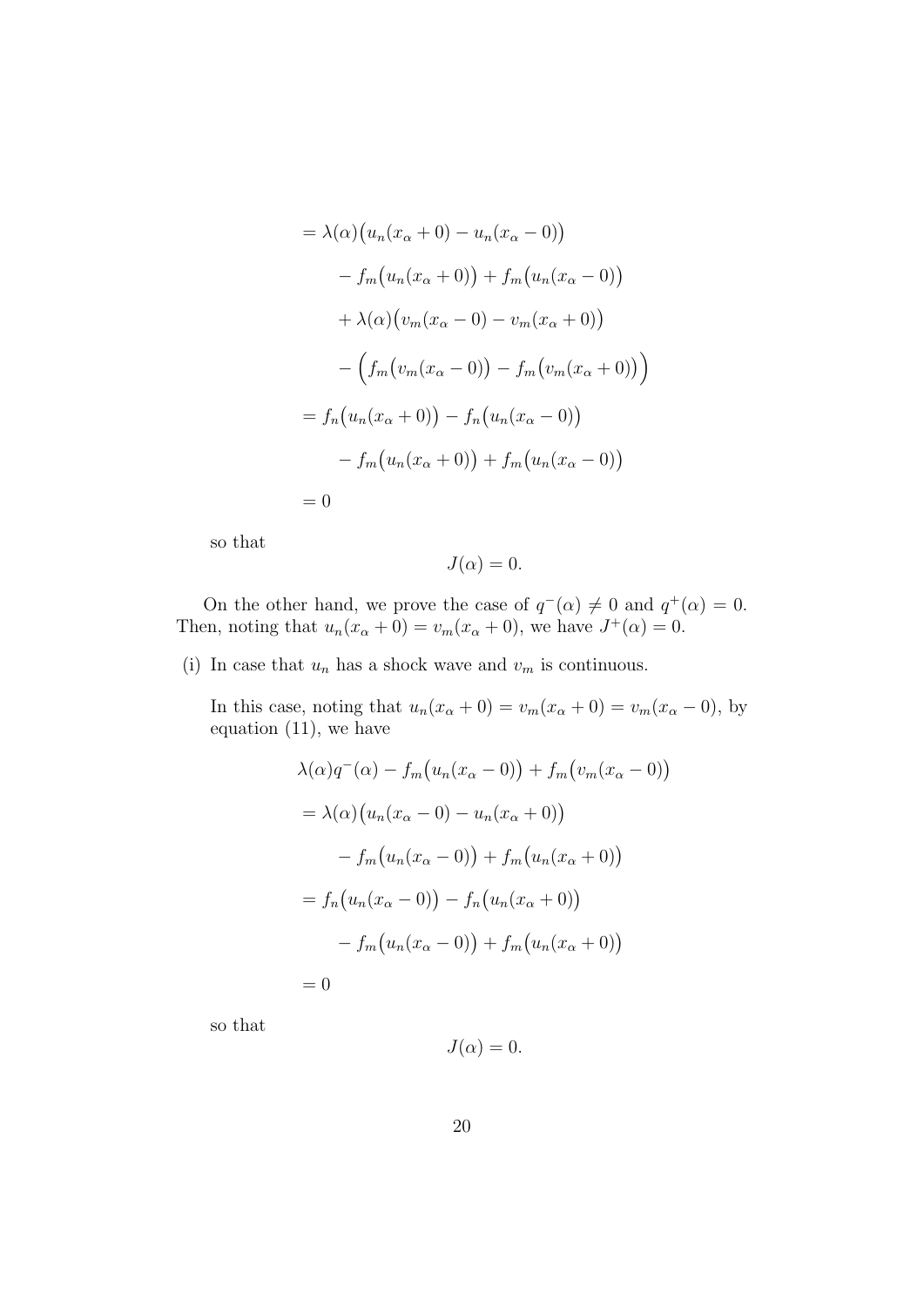$$
\begin{aligned}
&= \lambda(\alpha)\big(u_n(x_\alpha + 0) - u_n(x_\alpha - 0)\big) \\
&\qquad - f_m\big(u_n(x_\alpha + 0)\big) + f_m\big(u_n(x_\alpha - 0)\big) \\
&\qquad + \lambda(\alpha)\big(v_m(x_\alpha - 0) - v_m(x_\alpha + 0)\big) \\
&\qquad - \Big(f_m\big(v_m(x_\alpha - 0)\big) - f_m\big(v_m(x_\alpha + 0)\big)\Big) \\
&= f_n\big(u_n(x_\alpha + 0)\big) - f_n\big(u_n(x_\alpha - 0)\big) \\
&\qquad - f_m\big(u_n(x_\alpha + 0)\big) + f_m\big(u_n(x_\alpha - 0)\big) \\
&= 0
\end{aligned}
$$

so that

$$
J(\alpha) = 0.
$$

On the other hand, we prove the case of $q^-(\alpha) \neq 0$ and $q^+(\alpha) = 0$. Then, noting that $u_n(x_\alpha + 0) = v_m(x_\alpha + 0)$, we have $J^+(\alpha) = 0$.

(i) In case that $u_n$ has a shock wave and $v_m$ is continuous.

In this case, noting that $u_n(x_\alpha + 0) = v_m(x_\alpha + 0) = v_m(x_\alpha - 0)$, by equation (11), we have

$$
\begin{aligned}
&\lambda(\alpha)q^-(\alpha) - f_m\big(u_n(x_\alpha - 0)\big) + f_m\big(v_m(x_\alpha - 0)\big) \\
&= \lambda(\alpha)\big(u_n(x_\alpha - 0) - u_n(x_\alpha + 0)\big) \\
&\qquad - f_m\big(u_n(x_\alpha - 0)\big) + f_m\big(u_n(x_\alpha + 0)\big) \\
&= f_n\big(u_n(x_\alpha - 0)\big) - f_n\big(u_n(x_\alpha + 0)\big) \\
&\qquad - f_m\big(u_n(x_\alpha - 0)\big) + f_m\big(u_n(x_\alpha + 0)\big) \\
&= 0
\end{aligned}
$$

so that

$$
J(\alpha) = 0.
$$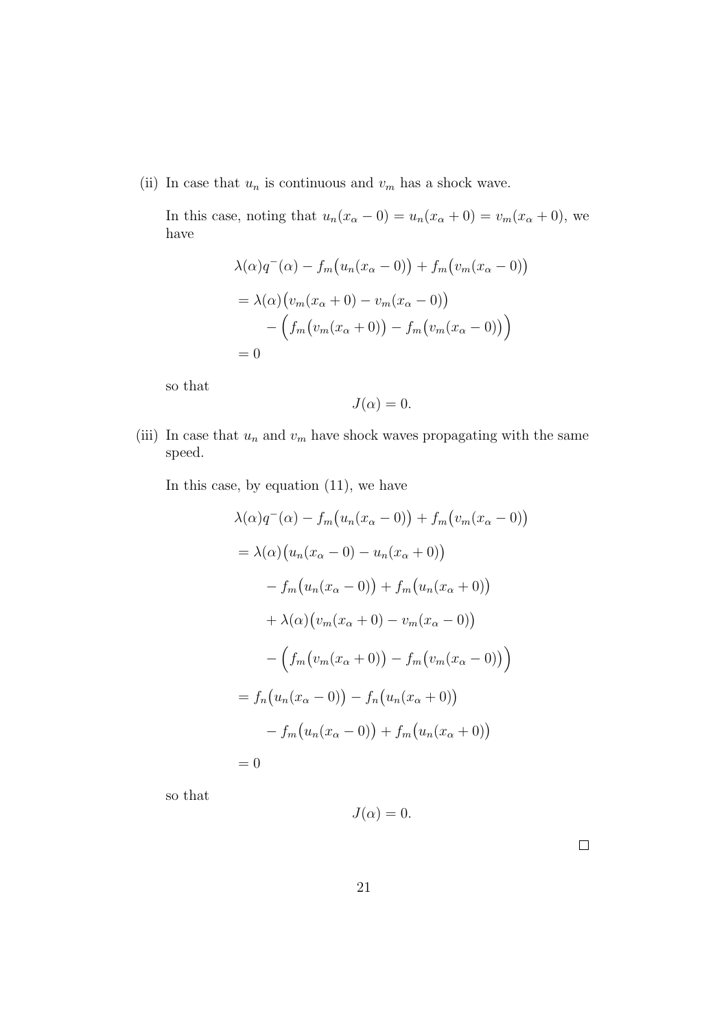(ii) In case that $u_n$ is continuous and $v_m$ has a shock wave.

In this case, noting that $u_n(x_\alpha - 0) = u_n(x_\alpha + 0) = v_m(x_\alpha + 0)$, we have

$$
\begin{aligned}
&\lambda(\alpha) q^-(\alpha) - f_m\big(u_n(x_\alpha - 0)\big) + f_m\big(v_m(x_\alpha - 0)\big) \\
&= \lambda(\alpha)\big(v_m(x_\alpha + 0) - v_m(x_\alpha - 0)\big) \\
&\qquad - \Big(f_m\big(v_m(x_\alpha + 0)\big) - f_m\big(v_m(x_\alpha - 0)\big)\Big) \\
&= 0
\end{aligned}
$$

so that

$$
J(\alpha) = 0.
$$

(iii) In case that $u_n$ and $v_m$ have shock waves propagating with the same speed.

In this case, by equation (11), we have

$$
\begin{aligned}
&\lambda(\alpha) q^-(\alpha) - f_m\big(u_n(x_\alpha - 0)\big) + f_m\big(v_m(x_\alpha - 0)\big) \\
&= \lambda(\alpha)\big(u_n(x_\alpha - 0) - u_n(x_\alpha + 0)\big) \\
&\qquad - f_m\big(u_n(x_\alpha - 0)\big) + f_m\big(u_n(x_\alpha + 0)\big) \\
&\qquad + \lambda(\alpha)\big(v_m(x_\alpha + 0) - v_m(x_\alpha - 0)\big) \\
&\qquad - \Big(f_m\big(v_m(x_\alpha + 0)\big) - f_m\big(v_m(x_\alpha - 0)\big)\Big) \\
&= f_n\big(u_n(x_\alpha - 0)\big) - f_n\big(u_n(x_\alpha + 0)\big) \\
&\qquad - f_m\big(u_n(x_\alpha - 0)\big) + f_m\big(u_n(x_\alpha + 0)\big) \\
&= 0
\end{aligned}
$$

so that

$$
J(\alpha) = 0.
$$

□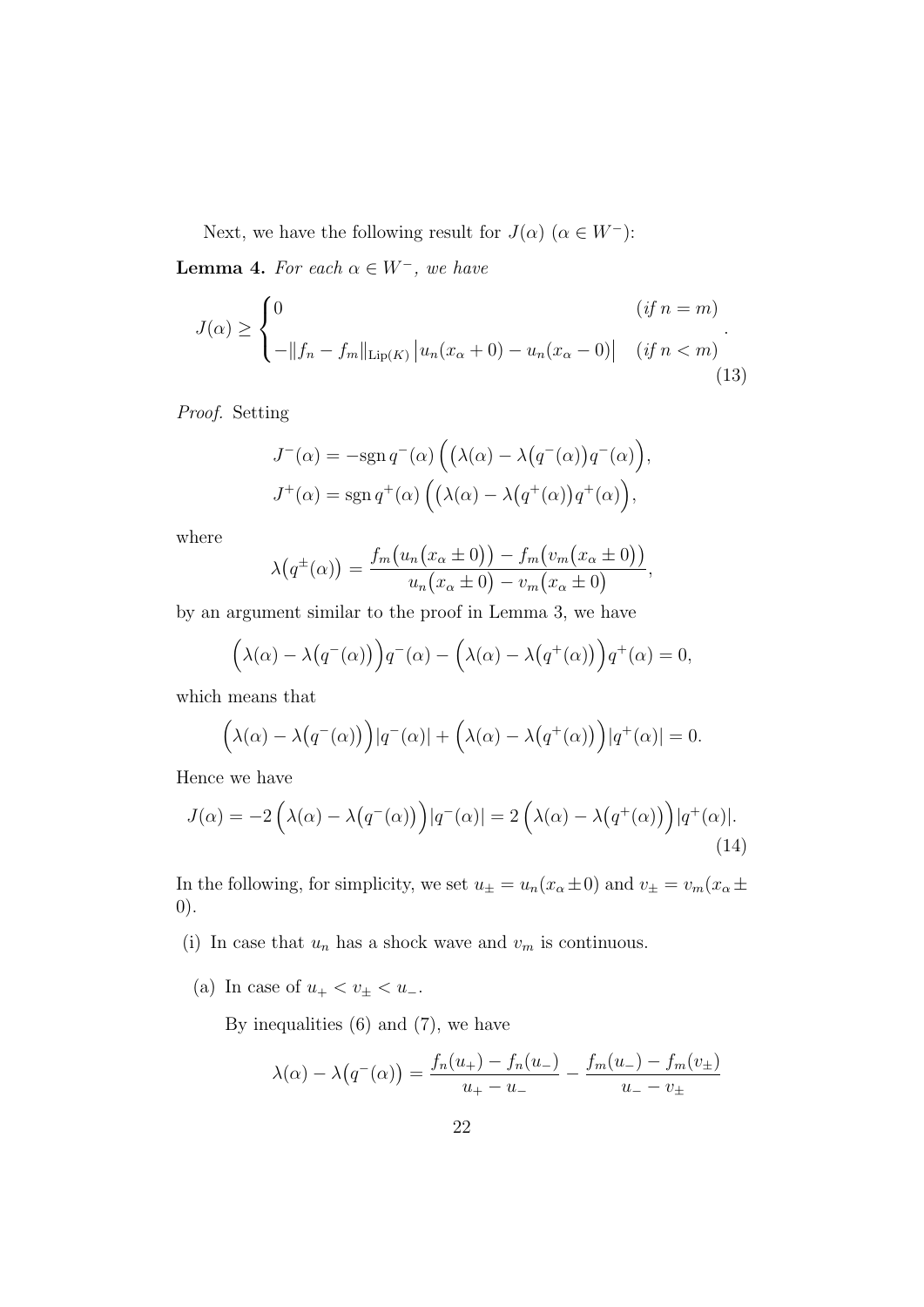Next, we have the following result for $J(\alpha)$ ($\alpha \in W^-$):

**Lemma 4.** *For each $\alpha \in W^-$, we have*

$$J(\alpha) \geq \begin{cases} 0 & (\textit{if } n = m) \\ -\|f_n - f_m\|_{\mathrm{Lip}(K)} \left|u_n(x_\alpha + 0) - u_n(x_\alpha - 0)\right| & (\textit{if } n < m) \end{cases}. \tag{13}$$

*Proof.* Setting

$$J^-(\alpha) = -\mathrm{sgn}\, q^-(\alpha) \Big( \big(\lambda(\alpha) - \lambda\big(q^-(\alpha)\big) q^-(\alpha) \Big),$$
$$J^+(\alpha) = \mathrm{sgn}\, q^+(\alpha) \Big( \big(\lambda(\alpha) - \lambda\big(q^+(\alpha)\big) q^+(\alpha) \Big),$$

where

$$\lambda\big(q^\pm(\alpha)\big) = \frac{f_m\big(u_n\big(x_\alpha \pm 0\big)\big) - f_m\big(v_m\big(x_\alpha \pm 0\big)\big)}{u_n\big(x_\alpha \pm 0\big) - v_m\big(x_\alpha \pm 0\big)},$$

by an argument similar to the proof in Lemma 3, we have

$$\Big(\lambda(\alpha) - \lambda\big(q^-(\alpha)\big)\Big) q^-(\alpha) - \Big(\lambda(\alpha) - \lambda\big(q^+(\alpha)\big)\Big) q^+(\alpha) = 0,$$

which means that

$$\Big(\lambda(\alpha) - \lambda\big(q^-(\alpha)\big)\Big) |q^-(\alpha)| + \Big(\lambda(\alpha) - \lambda\big(q^+(\alpha)\big)\Big) |q^+(\alpha)| = 0.$$

Hence we have

$$J(\alpha) = -2 \Big(\lambda(\alpha) - \lambda\big(q^-(\alpha)\big)\Big) |q^-(\alpha)| = 2 \Big(\lambda(\alpha) - \lambda\big(q^+(\alpha)\big)\Big) |q^+(\alpha)|. \tag{14}$$

In the following, for simplicity, we set $u_\pm = u_n(x_\alpha \pm 0)$ and $v_\pm = v_m(x_\alpha \pm 0)$.

(i) In case that $u_n$ has a shock wave and $v_m$ is continuous.

(a) In case of $u_+ < v_\pm < u_-$.

By inequalities (6) and (7), we have

$$\lambda(\alpha) - \lambda\big(q^-(\alpha)\big) = \frac{f_n(u_+) - f_n(u_-)}{u_+ - u_-} - \frac{f_m(u_-) - f_m(v_\pm)}{u_- - v_\pm}$$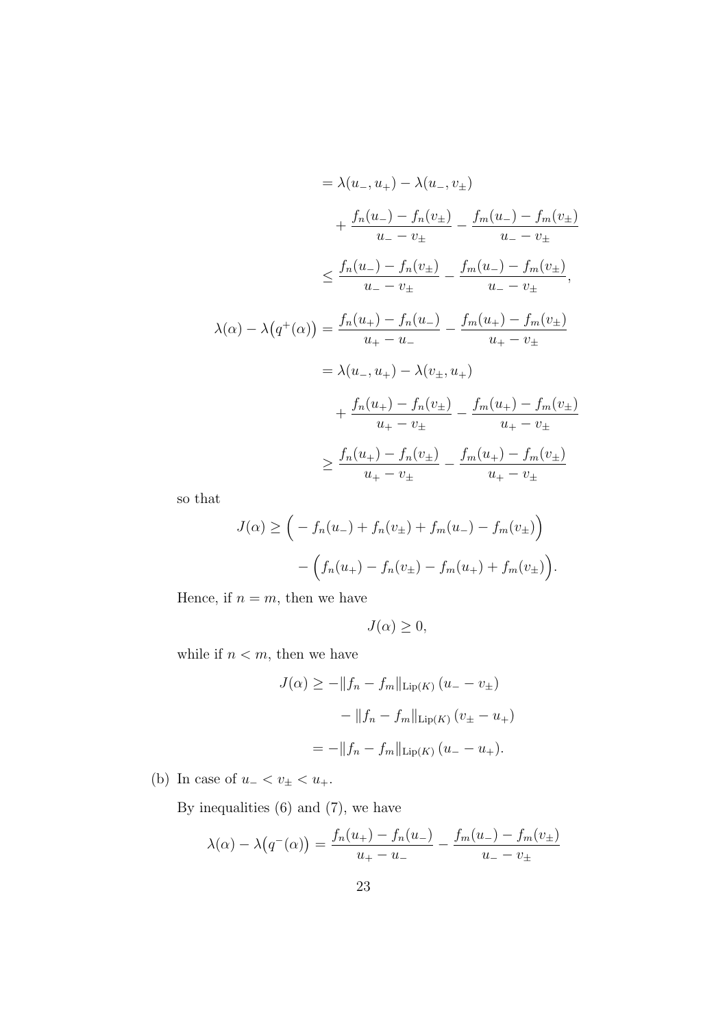$$
\begin{aligned}
&= \lambda(u_-, u_+) - \lambda(u_-, v_\pm) \\
&\quad + \frac{f_n(u_-) - f_n(v_\pm)}{u_- - v_\pm} - \frac{f_m(u_-) - f_m(v_\pm)}{u_- - v_\pm} \\
&\le \frac{f_n(u_-) - f_n(v_\pm)}{u_- - v_\pm} - \frac{f_m(u_-) - f_m(v_\pm)}{u_- - v_\pm},
\end{aligned}
$$

$$
\begin{aligned}
\lambda(\alpha) - \lambda\big(q^+(\alpha)\big) &= \frac{f_n(u_+) - f_n(u_-)}{u_+ - u_-} - \frac{f_m(u_+) - f_m(v_\pm)}{u_+ - v_\pm} \\
&= \lambda(u_-, u_+) - \lambda(v_\pm, u_+) \\
&\quad + \frac{f_n(u_+) - f_n(v_\pm)}{u_+ - v_\pm} - \frac{f_m(u_+) - f_m(v_\pm)}{u_+ - v_\pm} \\
&\ge \frac{f_n(u_+) - f_n(v_\pm)}{u_+ - v_\pm} - \frac{f_m(u_+) - f_m(v_\pm)}{u_+ - v_\pm}
\end{aligned}
$$

so that

$$
\begin{aligned}
J(\alpha) \ge &\Big( - f_n(u_-) + f_n(v_\pm) + f_m(u_-) - f_m(v_\pm)\Big) \\
&- \Big(f_n(u_+) - f_n(v_\pm) - f_m(u_+) + f_m(v_\pm)\Big).
\end{aligned}
$$

Hence, if $n = m$, then we have

$$
J(\alpha) \ge 0,
$$

while if $n < m$, then we have

$$
\begin{aligned}
J(\alpha) &\ge -\|f_n - f_m\|_{\mathrm{Lip}(K)}\,(u_- - v_\pm) \\
&\quad - \|f_n - f_m\|_{\mathrm{Lip}(K)}\,(v_\pm - u_+) \\
&= -\|f_n - f_m\|_{\mathrm{Lip}(K)}\,(u_- - u_+).
\end{aligned}
$$

(b) In case of $u_- < v_\pm < u_+$.

By inequalities (6) and (7), we have

$$
\lambda(\alpha) - \lambda\big(q^-(\alpha)\big) = \frac{f_n(u_+) - f_n(u_-)}{u_+ - u_-} - \frac{f_m(u_-) - f_m(v_\pm)}{u_- - v_\pm}
$$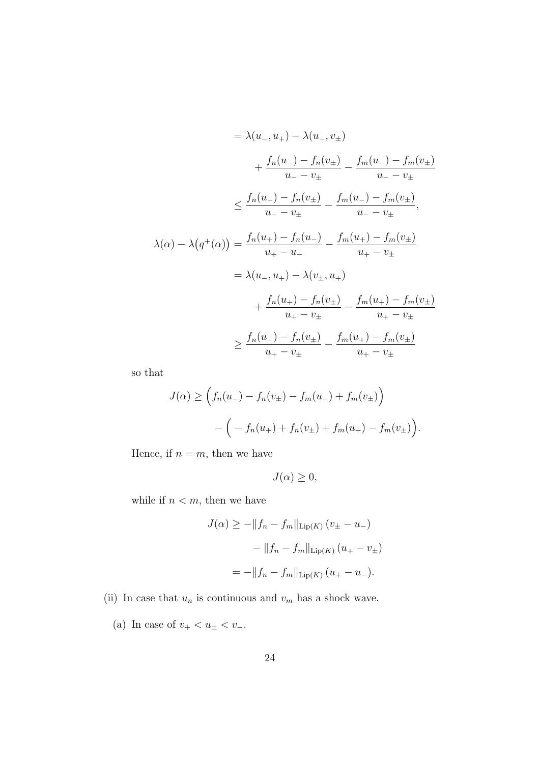$$
\begin{aligned}
&= \lambda(u_-, u_+) - \lambda(u_-, v_\pm) \\
&\quad + \frac{f_n(u_-) - f_n(v_\pm)}{u_- - v_\pm} - \frac{f_m(u_-) - f_m(v_\pm)}{u_- - v_\pm} \\
&\leq \frac{f_n(u_-) - f_n(v_\pm)}{u_- - v_\pm} - \frac{f_m(u_-) - f_m(v_\pm)}{u_- - v_\pm},
\end{aligned}
$$

$$
\begin{aligned}
\lambda(\alpha) - \lambda\bigl(q^+(\alpha)\bigr) &= \frac{f_n(u_+) - f_n(u_-)}{u_+ - u_-} - \frac{f_m(u_+) - f_m(v_\pm)}{u_+ - v_\pm} \\
&= \lambda(u_-, u_+) - \lambda(v_\pm, u_+) \\
&\quad + \frac{f_n(u_+) - f_n(v_\pm)}{u_+ - v_\pm} - \frac{f_m(u_+) - f_m(v_\pm)}{u_+ - v_\pm} \\
&\geq \frac{f_n(u_+) - f_n(v_\pm)}{u_+ - v_\pm} - \frac{f_m(u_+) - f_m(v_\pm)}{u_+ - v_\pm}
\end{aligned}
$$

so that

$$
\begin{aligned}
J(\alpha) \geq &\Bigl(f_n(u_-) - f_n(v_\pm) - f_m(u_-) + f_m(v_\pm)\Bigr) \\
&- \Bigl( - f_n(u_+) + f_n(v_\pm) + f_m(u_+) - f_m(v_\pm)\Bigr).
\end{aligned}
$$

Hence, if $n = m$, then we have

$$
J(\alpha) \geq 0,
$$

while if $n < m$, then we have

$$
\begin{aligned}
J(\alpha) &\geq -\|f_n - f_m\|_{\mathrm{Lip}(K)} (v_\pm - u_-) \\
&\quad - \|f_n - f_m\|_{\mathrm{Lip}(K)} (u_+ - v_\pm) \\
&= -\|f_n - f_m\|_{\mathrm{Lip}(K)} (u_+ - u_-).
\end{aligned}
$$

(ii) In case that $u_n$ is continuous and $v_m$ has a shock wave.

(a) In case of $v_+ < u_\pm < v_-$.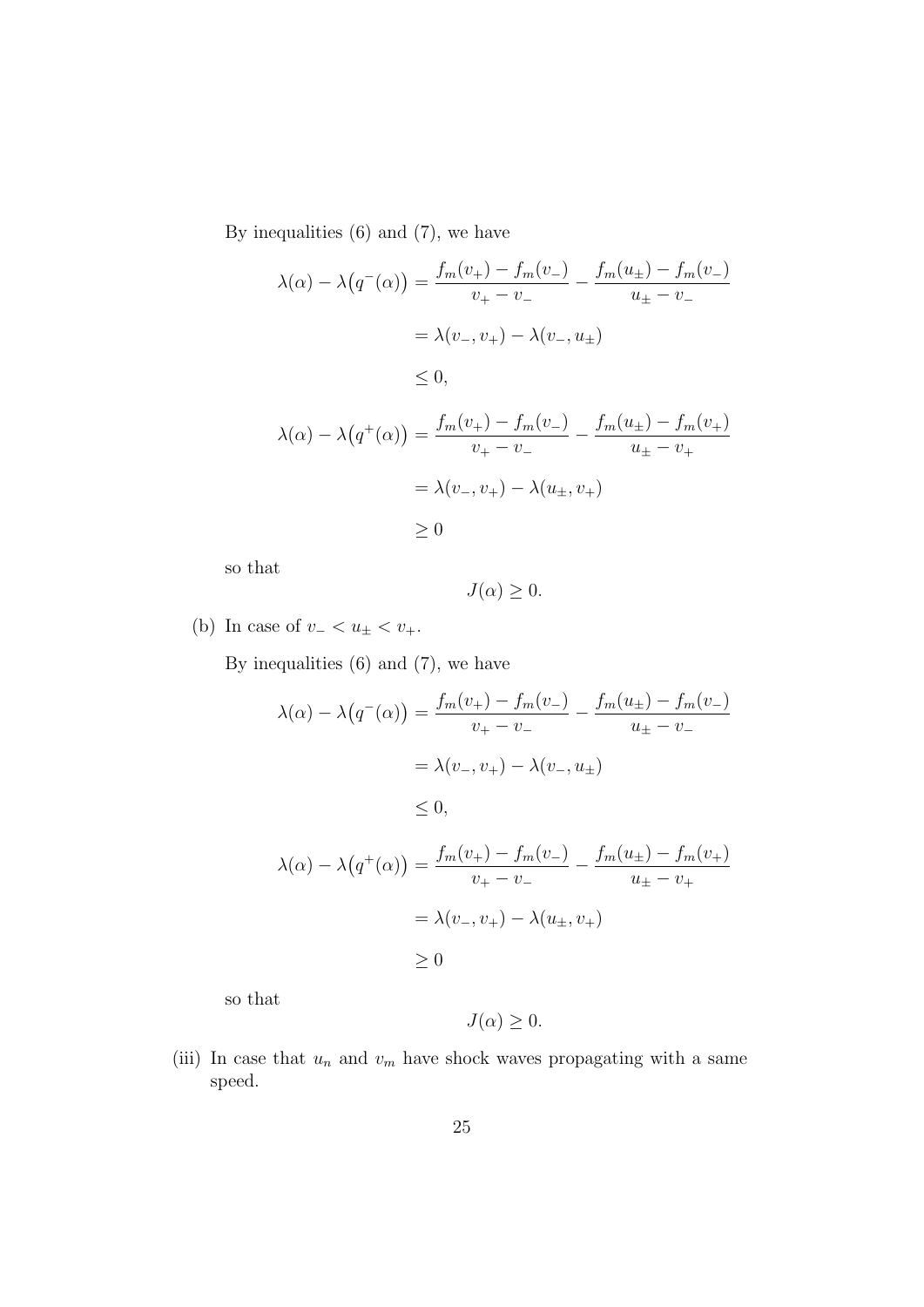By inequalities (6) and (7), we have

$$
\begin{aligned}
\lambda(\alpha) - \lambda\big(q^-(\alpha)\big) &= \frac{f_m(v_+) - f_m(v_-)}{v_+ - v_-} - \frac{f_m(u_\pm) - f_m(v_-)}{u_\pm - v_-} \\
&= \lambda(v_-, v_+) - \lambda(v_-, u_\pm) \\
&\leq 0, \\
\lambda(\alpha) - \lambda\big(q^+(\alpha)\big) &= \frac{f_m(v_+) - f_m(v_-)}{v_+ - v_-} - \frac{f_m(u_\pm) - f_m(v_+)}{u_\pm - v_+} \\
&= \lambda(v_-, v_+) - \lambda(u_\pm, v_+) \\
&\geq 0
\end{aligned}
$$

so that

$$
J(\alpha) \geq 0.
$$

(b) In case of $v_- < u_\pm < v_+$.

By inequalities (6) and (7), we have

$$
\begin{aligned}
\lambda(\alpha) - \lambda\big(q^-(\alpha)\big) &= \frac{f_m(v_+) - f_m(v_-)}{v_+ - v_-} - \frac{f_m(u_\pm) - f_m(v_-)}{u_\pm - v_-} \\
&= \lambda(v_-, v_+) - \lambda(v_-, u_\pm) \\
&\leq 0, \\
\lambda(\alpha) - \lambda\big(q^+(\alpha)\big) &= \frac{f_m(v_+) - f_m(v_-)}{v_+ - v_-} - \frac{f_m(u_\pm) - f_m(v_+)}{u_\pm - v_+} \\
&= \lambda(v_-, v_+) - \lambda(u_\pm, v_+) \\
&\geq 0
\end{aligned}
$$

so that

$$
J(\alpha) \geq 0.
$$

(iii) In case that $u_n$ and $v_m$ have shock waves propagating with a same speed.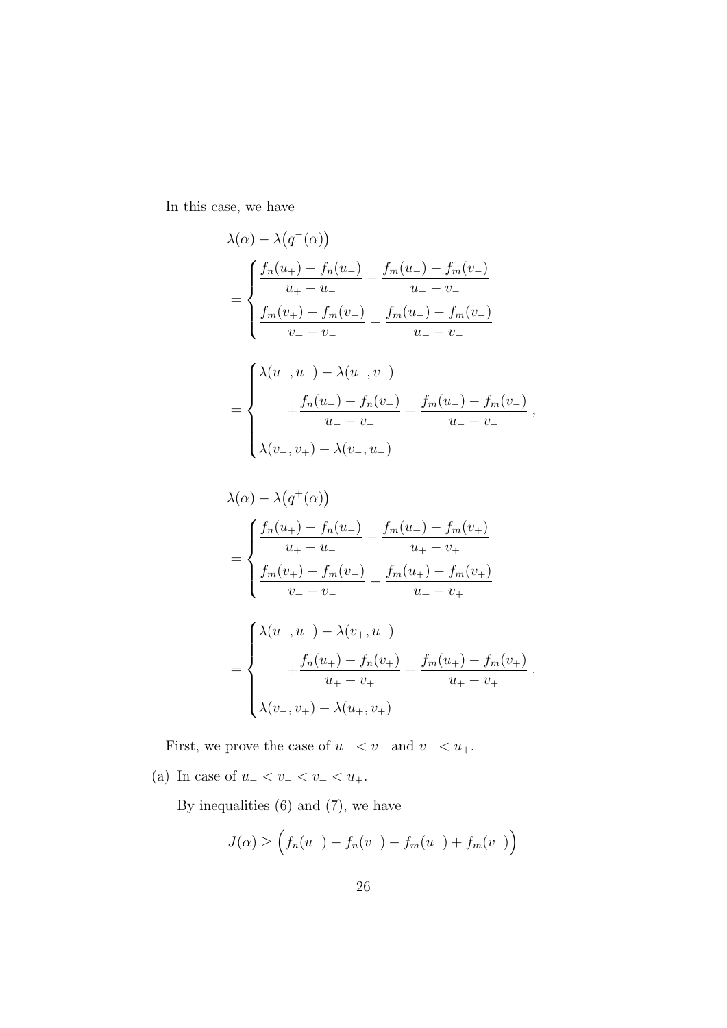In this case, we have

$$
\begin{aligned}
&\lambda(\alpha) - \lambda\big(q^-(\alpha)\big) \\
&= \begin{cases}
\dfrac{f_n(u_+) - f_n(u_-)}{u_+ - u_-} - \dfrac{f_m(u_-) - f_m(v_-)}{u_- - v_-} \\[2ex]
\dfrac{f_m(v_+) - f_m(v_-)}{v_+ - v_-} - \dfrac{f_m(u_-) - f_m(v_-)}{u_- - v_-}
\end{cases} \\[2ex]
&= \begin{cases}
\lambda(u_-, u_+) - \lambda(u_-, v_-) \\[1ex]
\qquad + \dfrac{f_n(u_-) - f_n(v_-)}{u_- - v_-} - \dfrac{f_m(u_-) - f_m(v_-)}{u_- - v_-} \\[2ex]
\lambda(v_-, v_+) - \lambda(v_-, u_-)
\end{cases},
\end{aligned}
$$

$$
\begin{aligned}
&\lambda(\alpha) - \lambda\big(q^+(\alpha)\big) \\
&= \begin{cases}
\dfrac{f_n(u_+) - f_n(u_-)}{u_+ - u_-} - \dfrac{f_m(u_+) - f_m(v_+)}{u_+ - v_+} \\[2ex]
\dfrac{f_m(v_+) - f_m(v_-)}{v_+ - v_-} - \dfrac{f_m(u_+) - f_m(v_+)}{u_+ - v_+}
\end{cases} \\[2ex]
&= \begin{cases}
\lambda(u_-, u_+) - \lambda(v_+, u_+) \\[1ex]
\qquad + \dfrac{f_n(u_+) - f_n(v_+)}{u_+ - v_+} - \dfrac{f_m(u_+) - f_m(v_+)}{u_+ - v_+} \\[2ex]
\lambda(v_-, v_+) - \lambda(u_+, v_+)
\end{cases}.
\end{aligned}
$$

First, we prove the case of $u_- < v_-$ and $v_+ < u_+$.

(a) In case of $u_- < v_- < v_+ < u_+$.

By inequalities (6) and (7), we have

$$
J(\alpha) \geq \Big( f_n(u_-) - f_n(v_-) - f_m(u_-) + f_m(v_-) \Big)
$$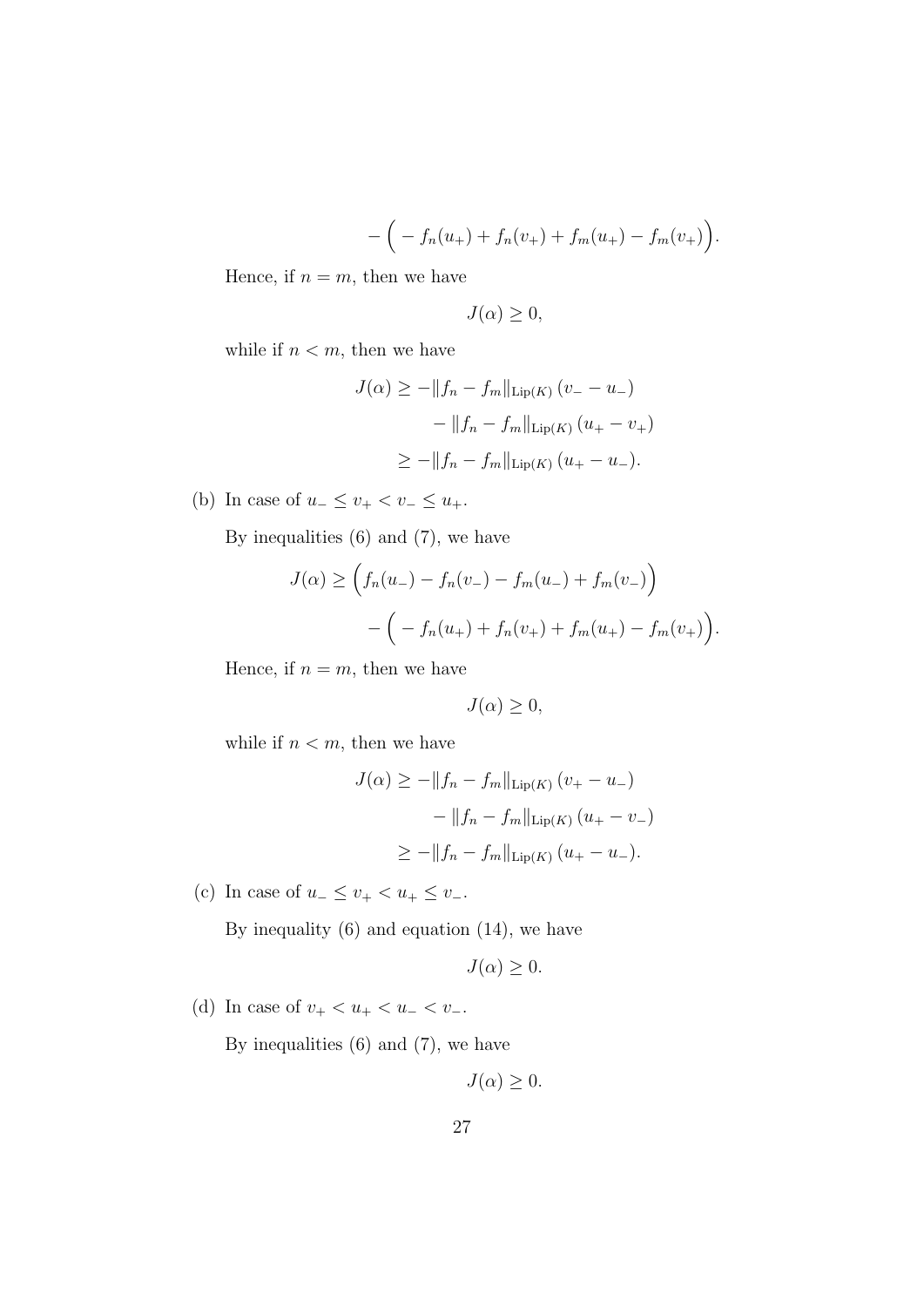$$- \Big( - f_n(u_+) + f_n(v_+) + f_m(u_+) - f_m(v_+) \Big).$$

Hence, if $n = m$, then we have

$$J(\alpha) \geq 0,$$

while if $n < m$, then we have

$$\begin{aligned} J(\alpha) &\geq -\|f_n - f_m\|_{\mathrm{Lip}(K)} \, (v_- - u_-) \\ &\quad - \|f_n - f_m\|_{\mathrm{Lip}(K)} \, (u_+ - v_+) \\ &\geq -\|f_n - f_m\|_{\mathrm{Lip}(K)} \, (u_+ - u_-). \end{aligned}$$

(b) In case of $u_- \leq v_+ < v_- \leq u_+$.

By inequalities (6) and (7), we have

$$\begin{aligned} J(\alpha) \geq & \Big( f_n(u_-) - f_n(v_-) - f_m(u_-) + f_m(v_-) \Big) \\ & - \Big( - f_n(u_+) + f_n(v_+) + f_m(u_+) - f_m(v_+) \Big). \end{aligned}$$

Hence, if $n = m$, then we have

$$J(\alpha) \geq 0,$$

while if $n < m$, then we have

$$\begin{aligned} J(\alpha) &\geq -\|f_n - f_m\|_{\mathrm{Lip}(K)} \, (v_+ - u_-) \\ &\quad - \|f_n - f_m\|_{\mathrm{Lip}(K)} \, (u_+ - v_-) \\ &\geq -\|f_n - f_m\|_{\mathrm{Lip}(K)} \, (u_+ - u_-). \end{aligned}$$

(c) In case of $u_- \leq v_+ < u_+ \leq v_-$.

By inequality (6) and equation (14), we have

$$J(\alpha) \geq 0.$$

(d) In case of $v_+ < u_+ < u_- < v_-$.

By inequalities (6) and (7), we have

$$J(\alpha) \geq 0.$$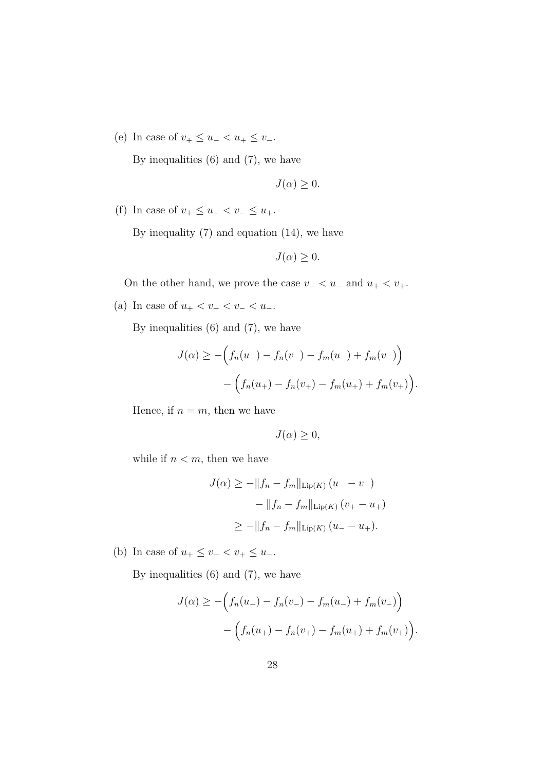(e) In case of $v_+ \le u_- < u_+ \le v_-$.

By inequalities (6) and (7), we have

$$J(\alpha) \ge 0.$$

(f) In case of $v_+ \le u_- < v_- \le u_+$.

By inequality (7) and equation (14), we have

$$J(\alpha) \ge 0.$$

On the other hand, we prove the case $v_- < u_-$ and $u_+ < v_+$.

(a) In case of $u_+ < v_+ < v_- < u_-$.

By inequalities (6) and (7), we have

$$\begin{aligned} J(\alpha) \ge &-\Big( f_n(u_-) - f_n(v_-) - f_m(u_-) + f_m(v_-) \Big) \\ &- \Big( f_n(u_+) - f_n(v_+) - f_m(u_+) + f_m(v_+) \Big). \end{aligned}$$

Hence, if $n = m$, then we have

$$J(\alpha) \ge 0,$$

while if $n < m$, then we have

$$\begin{aligned} J(\alpha) &\ge -\|f_n - f_m\|_{\mathrm{Lip}(K)} \, (u_- - v_-) \\ &\quad - \|f_n - f_m\|_{\mathrm{Lip}(K)} \, (v_+ - u_+) \\ &\ge -\|f_n - f_m\|_{\mathrm{Lip}(K)} \, (u_- - u_+). \end{aligned}$$

(b) In case of $u_+ \le v_- < v_+ \le u_-$.

By inequalities (6) and (7), we have

$$\begin{aligned} J(\alpha) \ge &-\Big( f_n(u_-) - f_n(v_-) - f_m(u_-) + f_m(v_-) \Big) \\ &- \Big( f_n(u_+) - f_n(v_+) - f_m(u_+) + f_m(v_+) \Big). \end{aligned}$$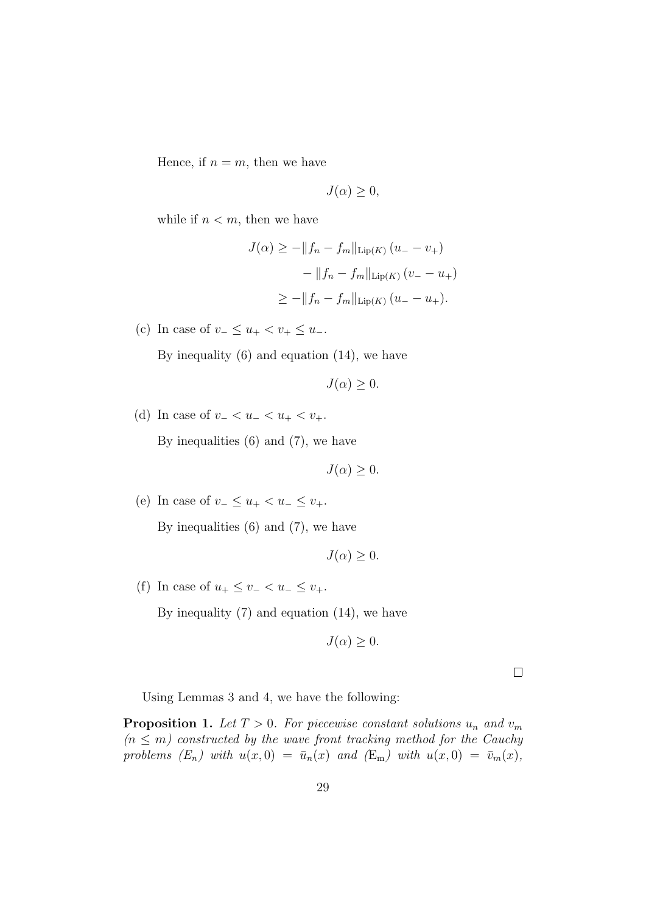Hence, if $n = m$, then we have

$$J(\alpha) \geq 0,$$

while if $n < m$, then we have

$$\begin{aligned} J(\alpha) &\geq -\|f_n - f_m\|_{\mathrm{Lip}(K)} (u_- - v_+) \\ &\quad - \|f_n - f_m\|_{\mathrm{Lip}(K)} (v_- - u_+) \\ &\geq -\|f_n - f_m\|_{\mathrm{Lip}(K)} (u_- - u_+). \end{aligned}$$

(c) In case of $v_- \leq u_+ < v_+ \leq u_-$.

By inequality (6) and equation (14), we have

$$J(\alpha) \geq 0.$$

(d) In case of $v_- < u_- < u_+ < v_+$.

By inequalities (6) and (7), we have

$$J(\alpha) \geq 0.$$

(e) In case of $v_- \leq u_+ < u_- \leq v_+$.

By inequalities (6) and (7), we have

$$J(\alpha) \geq 0.$$

(f) In case of $u_+ \leq v_- < u_- \leq v_+$.

By inequality (7) and equation (14), we have

$$J(\alpha) \geq 0.$$

□

Using Lemmas 3 and 4, we have the following:

**Proposition 1.** *Let $T > 0$. For piecewise constant solutions $u_n$ and $v_m$ ($n \leq m$) constructed by the wave front tracking method for the Cauchy problems ($E_n$) with $u(x, 0) = \bar{u}_n(x)$ and ($\mathrm{E_m}$) with $u(x, 0) = \bar{v}_m(x)$,*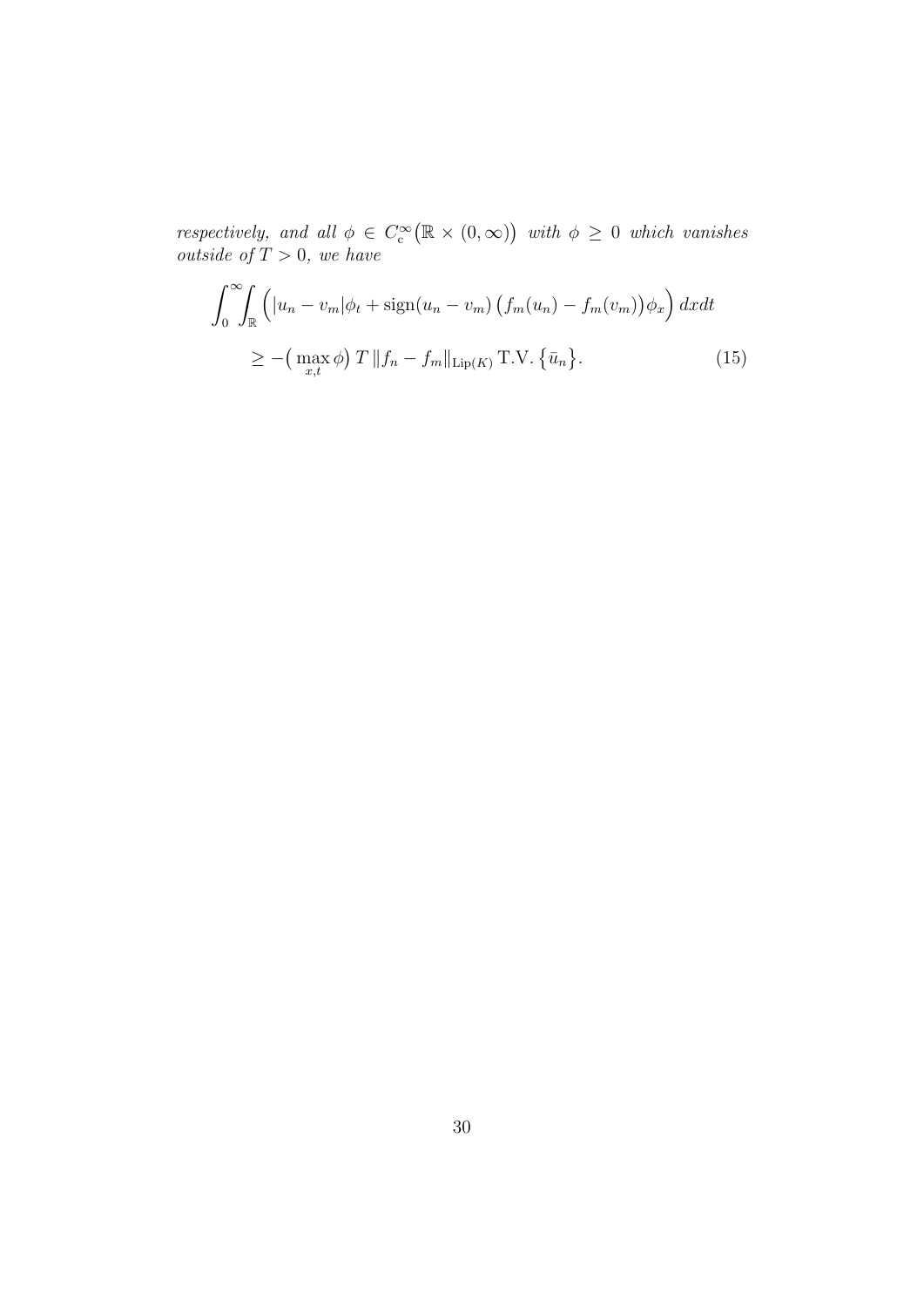*respectively, and all $\phi \in C_c^\infty\big(\mathbb{R} \times (0,\infty)\big)$ with $\phi \geq 0$ which vanishes outside of $T > 0$, we have*

$$\int_0^\infty\!\!\int_{\mathbb{R}} \Big( |u_n - v_m|\phi_t + \operatorname{sign}(u_n - v_m)\big(f_m(u_n) - f_m(v_m)\big)\phi_x \Big)\, dxdt$$
$$\geq -\big(\max_{x,t} \phi\big)\, T\, \|f_n - f_m\|_{\mathrm{Lip}(K)}\, \mathrm{T.V.}\,\big\{\bar{u}_n\big\}. \tag{15}$$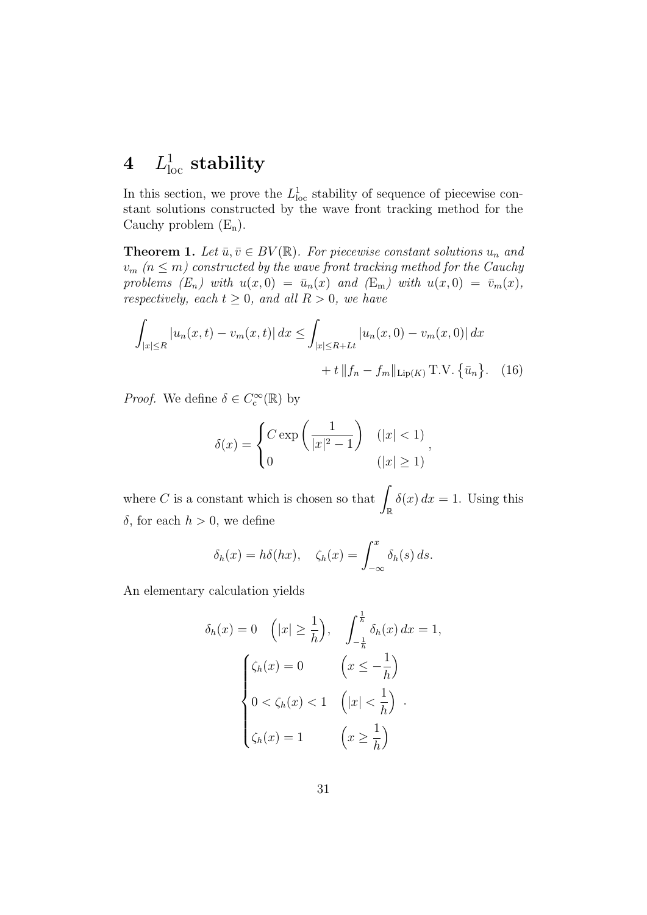# 4 $L^1_{\text{loc}}$ stability

In this section, we prove the $L^1_{\text{loc}}$ stability of sequence of piecewise constant solutions constructed by the wave front tracking method for the Cauchy problem ($\text{E}_\text{n}$).

**Theorem 1.** *Let $\bar{u}, \bar{v} \in BV(\mathbb{R})$. For piecewise constant solutions $u_n$ and $v_m$ ($n \leq m$) constructed by the wave front tracking method for the Cauchy problems ($E_n$) with $u(x,0) = \bar{u}_n(x)$ and ($\text{E}_\text{m}$) with $u(x,0) = \bar{v}_m(x)$, respectively, each $t \geq 0$, and all $R > 0$, we have*

$$\int_{|x|\leq R} |u_n(x,t) - v_m(x,t)|\, dx \leq \int_{|x|\leq R+Lt} |u_n(x,0) - v_m(x,0)|\, dx + t\, \|f_n - f_m\|_{\text{Lip}(K)}\, \text{T.V.}\left\{\bar{u}_n\right\}. \quad (16)$$

*Proof.* We define $\delta \in C_c^\infty(\mathbb{R})$ by

$$\delta(x) = \begin{cases} C \exp\left(\dfrac{1}{|x|^2 - 1}\right) & (|x| < 1) \\ 0 & (|x| \geq 1) \end{cases},$$

where $C$ is a constant which is chosen so that $\displaystyle\int_{\mathbb{R}} \delta(x)\, dx = 1$. Using this $\delta$, for each $h > 0$, we define

$$\delta_h(x) = h\delta(hx), \quad \zeta_h(x) = \int_{-\infty}^{x} \delta_h(s)\, ds.$$

An elementary calculation yields

$$\delta_h(x) = 0 \quad \Big(|x| \geq \frac{1}{h}\Big), \quad \int_{-\frac{1}{h}}^{\frac{1}{h}} \delta_h(x)\, dx = 1,$$

$$\begin{cases} \zeta_h(x) = 0 & \Big(x \leq -\dfrac{1}{h}\Big) \\ 0 < \zeta_h(x) < 1 & \Big(|x| < \dfrac{1}{h}\Big) \\ \zeta_h(x) = 1 & \Big(x \geq \dfrac{1}{h}\Big) \end{cases}.$$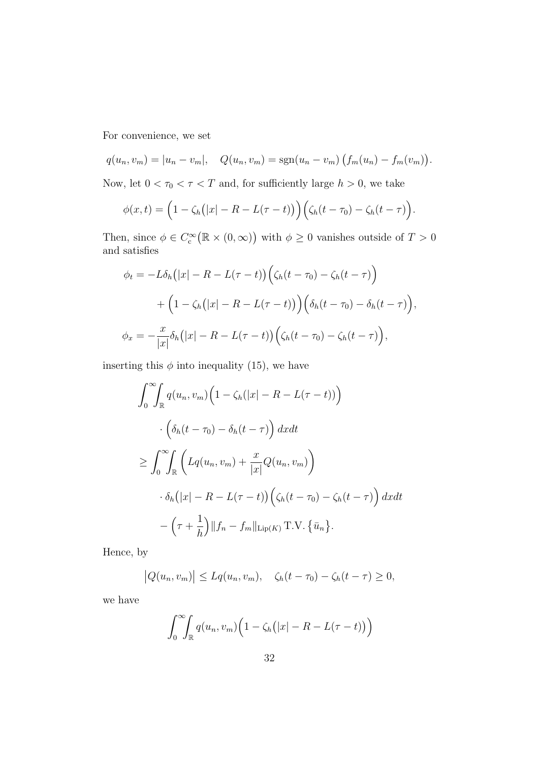For convenience, we set

$$q(u_n, v_m) = |u_n - v_m|, \quad Q(u_n, v_m) = \operatorname{sgn}(u_n - v_m)\,\big(f_m(u_n) - f_m(v_m)\big).$$

Now, let $0 < \tau_0 < \tau < T$ and, for sufficiently large $h > 0$, we take

$$\phi(x,t) = \Big(1 - \zeta_h\big(|x| - R - L(\tau - t)\big)\Big)\Big(\zeta_h(t - \tau_0) - \zeta_h(t - \tau)\Big).$$

Then, since $\phi \in C_{\mathrm{c}}^\infty\big(\mathbb{R} \times (0,\infty)\big)$ with $\phi \geq 0$ vanishes outside of $T > 0$ and satisfies

$$\begin{aligned}
\phi_t &= -L\delta_h\big(|x| - R - L(\tau - t)\big)\Big(\zeta_h(t - \tau_0) - \zeta_h(t - \tau)\Big) \\
&\quad + \Big(1 - \zeta_h\big(|x| - R - L(\tau - t)\big)\Big)\Big(\delta_h(t - \tau_0) - \delta_h(t - \tau)\Big), \\
\phi_x &= -\frac{x}{|x|}\delta_h\big(|x| - R - L(\tau - t)\big)\Big(\zeta_h(t - \tau_0) - \zeta_h(t - \tau)\Big),
\end{aligned}$$

inserting this $\phi$ into inequality (15), we have

$$\begin{aligned}
&\int_0^\infty\!\!\int_{\mathbb{R}} q(u_n, v_m)\Big(1 - \zeta_h(|x| - R - L(\tau - t))\Big) \\
&\qquad \cdot \Big(\delta_h(t - \tau_0) - \delta_h(t - \tau)\Big)\,dxdt \\
&\geq \int_0^\infty\!\!\int_{\mathbb{R}} \Big(Lq(u_n, v_m) + \frac{x}{|x|}Q(u_n, v_m)\Big) \\
&\qquad \cdot \delta_h\big(|x| - R - L(\tau - t)\big)\Big(\zeta_h(t - \tau_0) - \zeta_h(t - \tau)\Big)\,dxdt \\
&\quad - \Big(\tau + \frac{1}{h}\Big)\|f_n - f_m\|_{\mathrm{Lip}(K)}\,\mathrm{T.V.}\,\big\{\bar{u}_n\big\}.
\end{aligned}$$

Hence, by

$$\big|Q(u_n, v_m)\big| \leq Lq(u_n, v_m), \quad \zeta_h(t - \tau_0) - \zeta_h(t - \tau) \geq 0,$$

we have

$$\int_0^\infty\!\!\int_{\mathbb{R}} q(u_n, v_m)\Big(1 - \zeta_h\big(|x| - R - L(\tau - t)\big)\Big)$$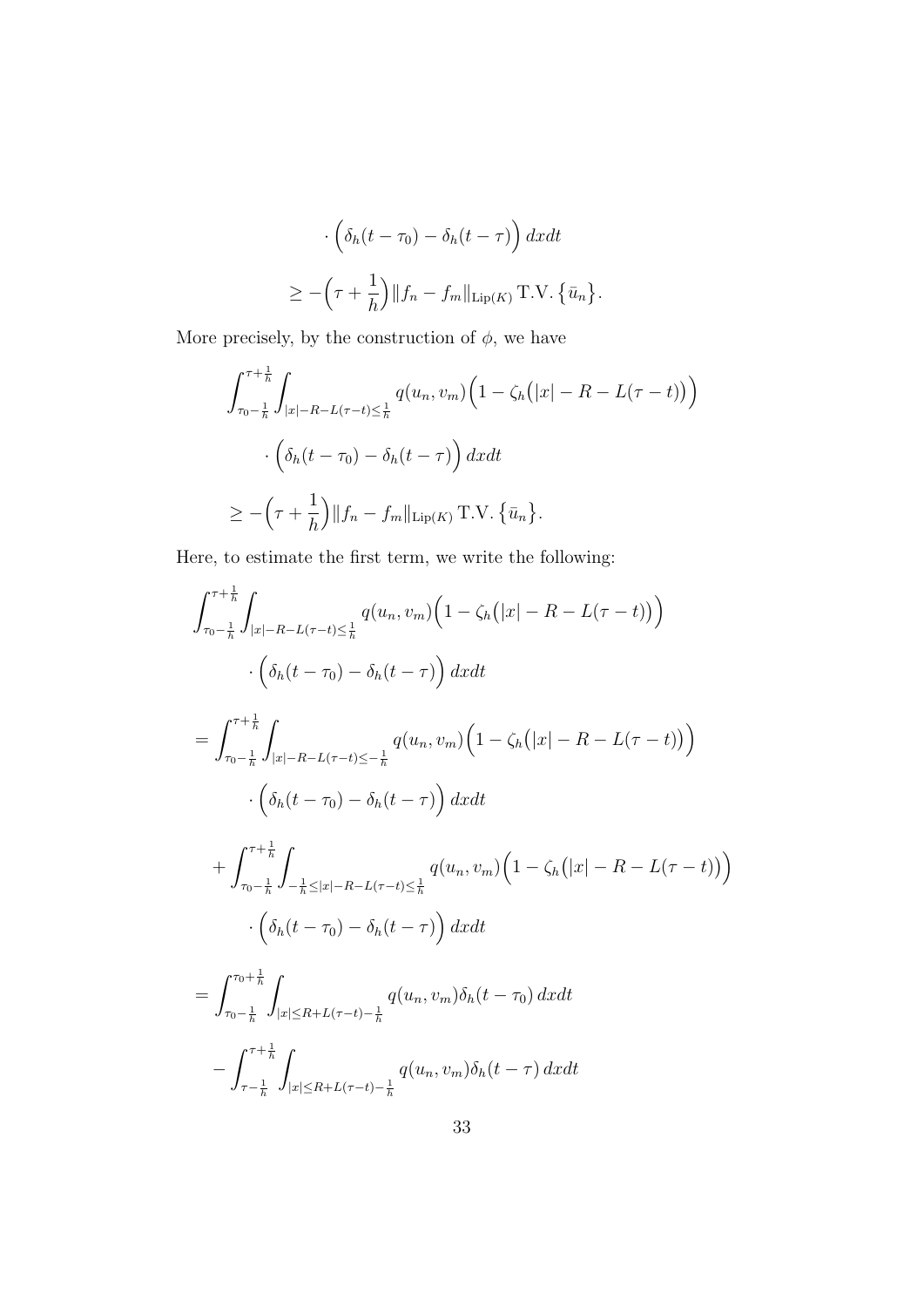$$\cdot \Big( \delta_h(t-\tau_0) - \delta_h(t-\tau) \Big) \, dxdt$$

$$\geq -\Big(\tau + \frac{1}{h}\Big) \|f_n - f_m\|_{\mathrm{Lip}(K)} \, \mathrm{T.V.} \big\{ \bar{u}_n \big\}.$$

More precisely, by the construction of $\phi$, we have

$$\int_{\tau_0 - \frac{1}{h}}^{\tau + \frac{1}{h}} \int_{|x| - R - L(\tau - t) \leq \frac{1}{h}} q(u_n, v_m) \Big( 1 - \zeta_h\big(|x| - R - L(\tau - t)\big) \Big)$$

$$\cdot \Big( \delta_h(t-\tau_0) - \delta_h(t-\tau) \Big) \, dxdt$$

$$\geq -\Big(\tau + \frac{1}{h}\Big) \|f_n - f_m\|_{\mathrm{Lip}(K)} \, \mathrm{T.V.} \big\{ \bar{u}_n \big\}.$$

Here, to estimate the first term, we write the following:

$$\int_{\tau_0 - \frac{1}{h}}^{\tau + \frac{1}{h}} \int_{|x| - R - L(\tau - t) \leq \frac{1}{h}} q(u_n, v_m) \Big( 1 - \zeta_h\big(|x| - R - L(\tau - t)\big) \Big)$$

$$\cdot \Big( \delta_h(t-\tau_0) - \delta_h(t-\tau) \Big) \, dxdt$$

$$= \int_{\tau_0 - \frac{1}{h}}^{\tau + \frac{1}{h}} \int_{|x| - R - L(\tau - t) \leq -\frac{1}{h}} q(u_n, v_m) \Big( 1 - \zeta_h\big(|x| - R - L(\tau - t)\big) \Big)$$

$$\cdot \Big( \delta_h(t-\tau_0) - \delta_h(t-\tau) \Big) \, dxdt$$

$$+ \int_{\tau_0 - \frac{1}{h}}^{\tau + \frac{1}{h}} \int_{-\frac{1}{h} \leq |x| - R - L(\tau - t) \leq \frac{1}{h}} q(u_n, v_m) \Big( 1 - \zeta_h\big(|x| - R - L(\tau - t)\big) \Big)$$

$$\cdot \Big( \delta_h(t-\tau_0) - \delta_h(t-\tau) \Big) \, dxdt$$

$$= \int_{\tau_0 - \frac{1}{h}}^{\tau_0 + \frac{1}{h}} \int_{|x| \leq R + L(\tau - t) - \frac{1}{h}} q(u_n, v_m) \delta_h(t - \tau_0) \, dxdt$$

$$- \int_{\tau - \frac{1}{h}}^{\tau + \frac{1}{h}} \int_{|x| \leq R + L(\tau - t) - \frac{1}{h}} q(u_n, v_m) \delta_h(t - \tau) \, dxdt$$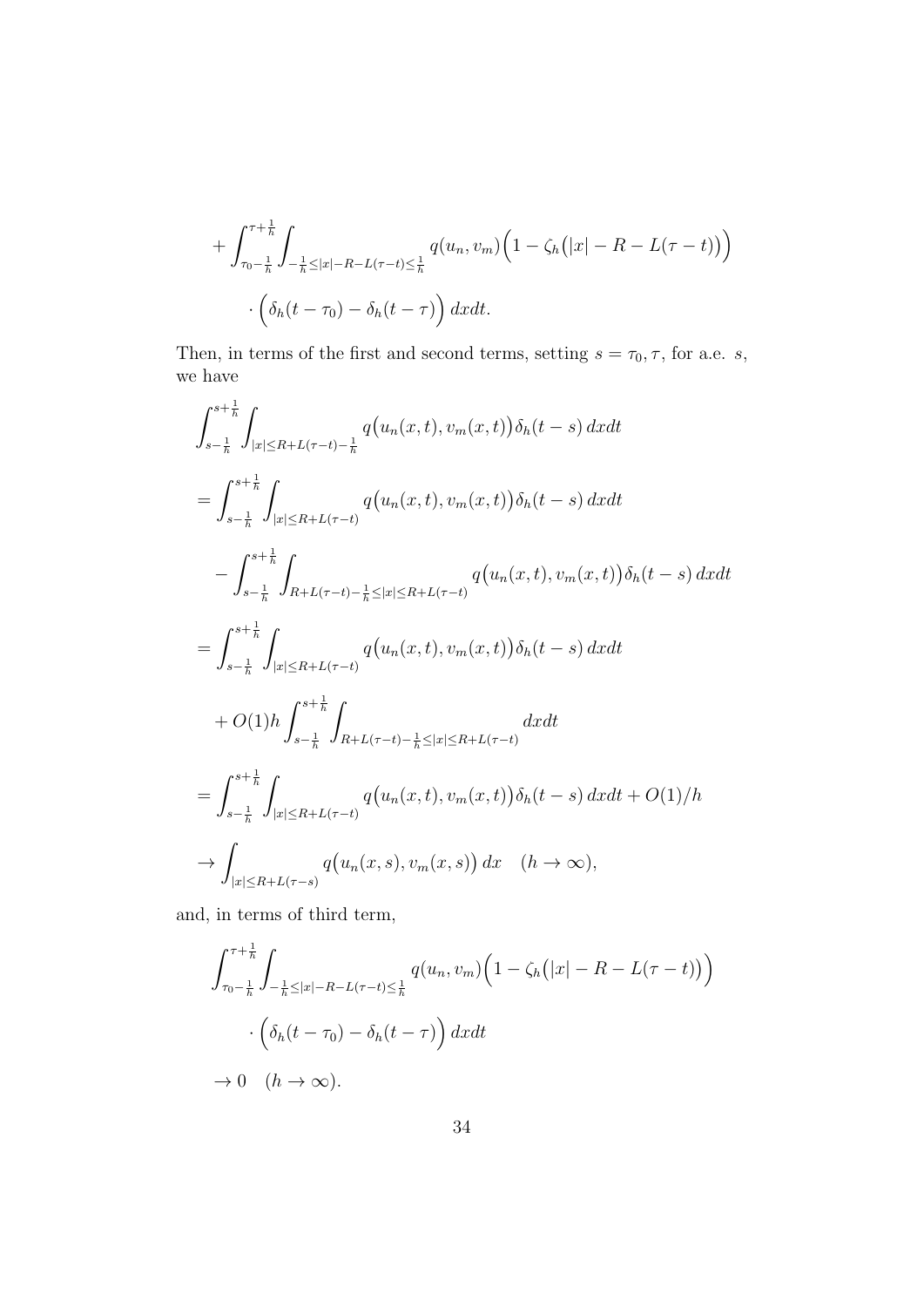$$+\int_{\tau_0-\frac{1}{h}}^{\tau+\frac{1}{h}}\int_{-\frac{1}{h}\le|x|-R-L(\tau-t)\le\frac{1}{h}} q(u_n,v_m)\Big(1-\zeta_h\big(|x|-R-L(\tau-t)\big)\Big)$$

$$\cdot\Big(\delta_h(t-\tau_0)-\delta_h(t-\tau)\Big)\,dxdt.$$

Then, in terms of the first and second terms, setting $s=\tau_0,\tau$, for a.e. $s$, we have

$$\int_{s-\frac{1}{h}}^{s+\frac{1}{h}}\int_{|x|\le R+L(\tau-t)-\frac{1}{h}} q\big(u_n(x,t),v_m(x,t)\big)\delta_h(t-s)\,dxdt$$

$$=\int_{s-\frac{1}{h}}^{s+\frac{1}{h}}\int_{|x|\le R+L(\tau-t)} q\big(u_n(x,t),v_m(x,t)\big)\delta_h(t-s)\,dxdt$$

$$-\int_{s-\frac{1}{h}}^{s+\frac{1}{h}}\int_{R+L(\tau-t)-\frac{1}{h}\le|x|\le R+L(\tau-t)} q\big(u_n(x,t),v_m(x,t)\big)\delta_h(t-s)\,dxdt$$

$$=\int_{s-\frac{1}{h}}^{s+\frac{1}{h}}\int_{|x|\le R+L(\tau-t)} q\big(u_n(x,t),v_m(x,t)\big)\delta_h(t-s)\,dxdt$$

$$+O(1)h\int_{s-\frac{1}{h}}^{s+\frac{1}{h}}\int_{R+L(\tau-t)-\frac{1}{h}\le|x|\le R+L(\tau-t)} dxdt$$

$$=\int_{s-\frac{1}{h}}^{s+\frac{1}{h}}\int_{|x|\le R+L(\tau-t)} q\big(u_n(x,t),v_m(x,t)\big)\delta_h(t-s)\,dxdt+O(1)/h$$

$$\to\int_{|x|\le R+L(\tau-s)} q\big(u_n(x,s),v_m(x,s)\big)\,dx\quad(h\to\infty),$$

and, in terms of third term,

$$\int_{\tau_0-\frac{1}{h}}^{\tau+\frac{1}{h}}\int_{-\frac{1}{h}\le|x|-R-L(\tau-t)\le\frac{1}{h}} q(u_n,v_m)\Big(1-\zeta_h\big(|x|-R-L(\tau-t)\big)\Big)$$

$$\cdot\Big(\delta_h(t-\tau_0)-\delta_h(t-\tau)\Big)\,dxdt$$

$$\to 0\quad(h\to\infty).$$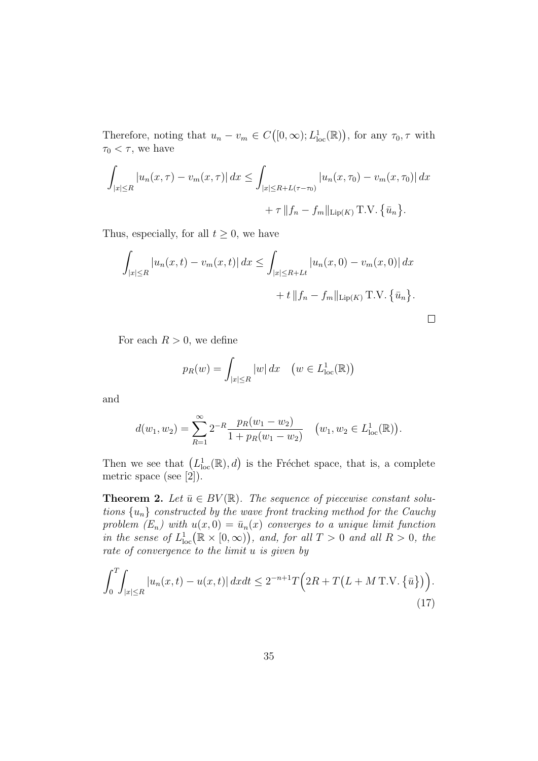Therefore, noting that $u_n - v_m \in C\big([0,\infty); L^1_{\rm loc}(\mathbb{R})\big)$, for any $\tau_0, \tau$ with $\tau_0 < \tau$, we have

$$\int_{|x|\le R} |u_n(x,\tau) - v_m(x,\tau)|\,dx \le \int_{|x|\le R+L(\tau-\tau_0)} |u_n(x,\tau_0) - v_m(x,\tau_0)|\,dx$$
$$+ \tau \,\|f_n - f_m\|_{\mathrm{Lip}(K)}\,\mathrm{T.V.}\big\{\bar u_n\big\}.$$

Thus, especially, for all $t \ge 0$, we have

$$\int_{|x|\le R} |u_n(x,t) - v_m(x,t)|\,dx \le \int_{|x|\le R+Lt} |u_n(x,0) - v_m(x,0)|\,dx$$
$$+ t \,\|f_n - f_m\|_{\mathrm{Lip}(K)}\,\mathrm{T.V.}\big\{\bar u_n\big\}.$$

□

For each $R > 0$, we define

$$p_R(w) = \int_{|x|\le R} |w|\,dx \quad \big(w \in L^1_{\rm loc}(\mathbb{R})\big)$$

and

$$d(w_1, w_2) = \sum_{R=1}^{\infty} 2^{-R} \frac{p_R(w_1 - w_2)}{1 + p_R(w_1 - w_2)} \quad \big(w_1, w_2 \in L^1_{\rm loc}(\mathbb{R})\big).$$

Then we see that $\big(L^1_{\rm loc}(\mathbb{R}), d\big)$ is the Fréchet space, that is, a complete metric space (see [2]).

**Theorem 2.** *Let $\bar u \in BV(\mathbb{R})$. The sequence of piecewise constant solutions $\{u_n\}$ constructed by the wave front tracking method for the Cauchy problem $(E_n)$ with $u(x,0) = \bar u_n(x)$ converges to a unique limit function in the sense of $L^1_{\rm loc}\big(\mathbb{R}\times[0,\infty)\big)$, and, for all $T > 0$ and all $R > 0$, the rate of convergence to the limit $u$ is given by*

$$\int_0^T \int_{|x|\le R} |u_n(x,t) - u(x,t)|\,dxdt \le 2^{-n+1} T\Big(2R + T\big(L + M\,\mathrm{T.V.}\big\{\bar u\big\}\big)\Big). \tag{17}$$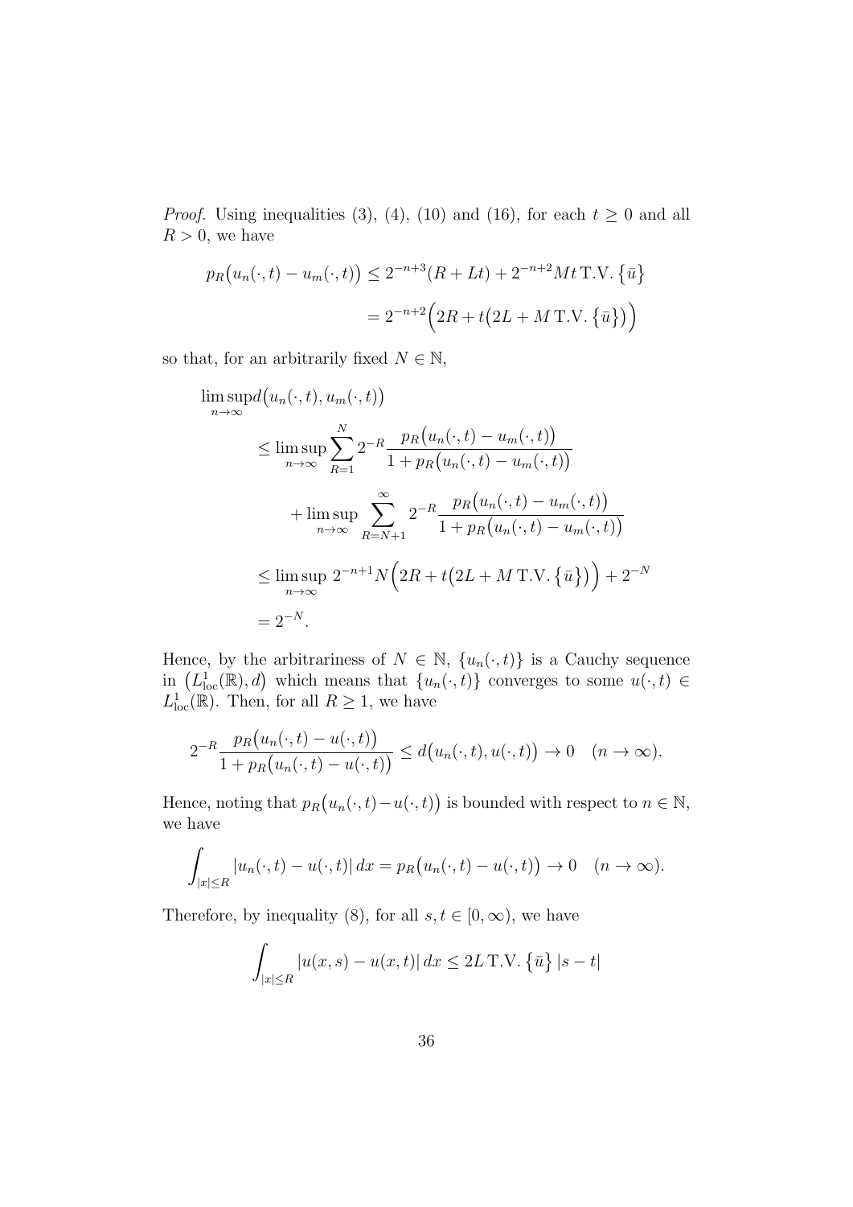*Proof.* Using inequalities (3), (4), (10) and (16), for each $t \geq 0$ and all $R > 0$, we have

$$
\begin{aligned}
p_R\big(u_n(\cdot,t) - u_m(\cdot,t)\big) &\leq 2^{-n+3}(R + Lt) + 2^{-n+2} M t \, \text{T.V.} \left\{\bar{u}\right\} \\
&= 2^{-n+2}\Big(2R + t\big(2L + M \, \text{T.V.} \left\{\bar{u}\right\}\big)\Big)
\end{aligned}
$$

so that, for an arbitrarily fixed $N \in \mathbb{N}$,

$$
\begin{aligned}
\limsup_{n\to\infty} & d\big(u_n(\cdot,t), u_m(\cdot,t)\big) \\
&\leq \limsup_{n\to\infty} \sum_{R=1}^{N} 2^{-R} \frac{p_R\big(u_n(\cdot,t) - u_m(\cdot,t)\big)}{1 + p_R\big(u_n(\cdot,t) - u_m(\cdot,t)\big)} \\
&\quad + \limsup_{n\to\infty} \sum_{R=N+1}^{\infty} 2^{-R} \frac{p_R\big(u_n(\cdot,t) - u_m(\cdot,t)\big)}{1 + p_R\big(u_n(\cdot,t) - u_m(\cdot,t)\big)} \\
&\leq \limsup_{n\to\infty} \, 2^{-n+1} N \Big(2R + t\big(2L + M \, \text{T.V.} \left\{\bar{u}\right\}\big)\Big) + 2^{-N} \\
&= 2^{-N}.
\end{aligned}
$$

Hence, by the arbitrariness of $N \in \mathbb{N}$, $\{u_n(\cdot,t)\}$ is a Cauchy sequence in $\big(L^1_{\text{loc}}(\mathbb{R}), d\big)$ which means that $\{u_n(\cdot,t)\}$ converges to some $u(\cdot,t) \in L^1_{\text{loc}}(\mathbb{R})$. Then, for all $R \geq 1$, we have

$$
2^{-R} \frac{p_R\big(u_n(\cdot,t) - u(\cdot,t)\big)}{1 + p_R\big(u_n(\cdot,t) - u(\cdot,t)\big)} \leq d\big(u_n(\cdot,t), u(\cdot,t)\big) \to 0 \quad (n \to \infty).
$$

Hence, noting that $p_R\big(u_n(\cdot,t) - u(\cdot,t)\big)$ is bounded with respect to $n \in \mathbb{N}$, we have

$$
\int_{|x|\leq R} |u_n(\cdot,t) - u(\cdot,t)| \, dx = p_R\big(u_n(\cdot,t) - u(\cdot,t)\big) \to 0 \quad (n \to \infty).
$$

Therefore, by inequality (8), for all $s, t \in [0,\infty)$, we have

$$
\int_{|x|\leq R} |u(x,s) - u(x,t)| \, dx \leq 2L \, \text{T.V.} \left\{\bar{u}\right\} |s - t|
$$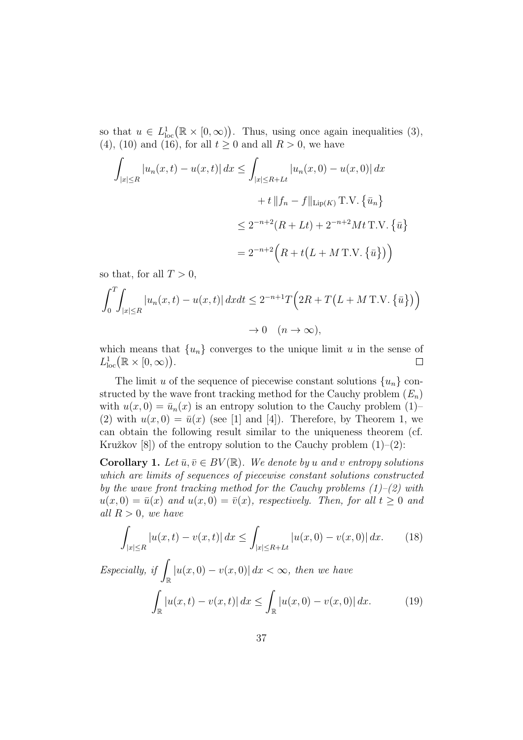so that $u \in L^1_{\mathrm{loc}}\big(\mathbb{R} \times [0,\infty)\big)$. Thus, using once again inequalities (3), (4), (10) and (16), for all $t \geq 0$ and all $R > 0$, we have

$$
\begin{aligned}
\int_{|x|\leq R} |u_n(x,t) - u(x,t)|\,dx &\leq \int_{|x|\leq R+Lt} |u_n(x,0) - u(x,0)|\,dx \\
&\qquad + t\,\|f_n - f\|_{\mathrm{Lip}(K)}\,\mathrm{T.V.}\,\big\{\bar{u}_n\big\} \\
&\leq 2^{-n+2}(R + Lt) + 2^{-n+2} M t\,\mathrm{T.V.}\,\big\{\bar{u}\big\} \\
&= 2^{-n+2}\Big(R + t\big(L + M\,\mathrm{T.V.}\,\big\{\bar{u}\big\}\big)\Big)
\end{aligned}
$$

so that, for all $T > 0$,

$$
\begin{aligned}
\int_0^T \int_{|x|\leq R} |u_n(x,t) - u(x,t)|\,dxdt &\leq 2^{-n+1} T\Big(2R + T\big(L + M\,\mathrm{T.V.}\,\big\{\bar{u}\big\}\big)\Big) \\
&\to 0 \quad (n \to \infty),
\end{aligned}
$$

which means that $\{u_n\}$ converges to the unique limit $u$ in the sense of $L^1_{\mathrm{loc}}\big(\mathbb{R} \times [0,\infty)\big)$. $\square$

The limit $u$ of the sequence of piecewise constant solutions $\{u_n\}$ constructed by the wave front tracking method for the Cauchy problem $(E_n)$ with $u(x,0) = \bar{u}_n(x)$ is an entropy solution to the Cauchy problem (1)–(2) with $u(x,0) = \bar{u}(x)$ (see [1] and [4]). Therefore, by Theorem 1, we can obtain the following result similar to the uniqueness theorem (cf. Kružkov [8]) of the entropy solution to the Cauchy problem (1)–(2):

**Corollary 1.** *Let $\bar{u}, \bar{v} \in BV(\mathbb{R})$. We denote by $u$ and $v$ entropy solutions which are limits of sequences of piecewise constant solutions constructed by the wave front tracking method for the Cauchy problems (1)–(2) with $u(x,0) = \bar{u}(x)$ and $u(x,0) = \bar{v}(x)$, respectively. Then, for all $t \geq 0$ and all $R > 0$, we have*

$$
\int_{|x|\leq R} |u(x,t) - v(x,t)|\,dx \leq \int_{|x|\leq R+Lt} |u(x,0) - v(x,0)|\,dx. \tag{18}
$$

*Especially, if $\displaystyle\int_{\mathbb{R}} |u(x,0) - v(x,0)|\,dx < \infty$, then we have*

$$
\int_{\mathbb{R}} |u(x,t) - v(x,t)|\,dx \leq \int_{\mathbb{R}} |u(x,0) - v(x,0)|\,dx. \tag{19}
$$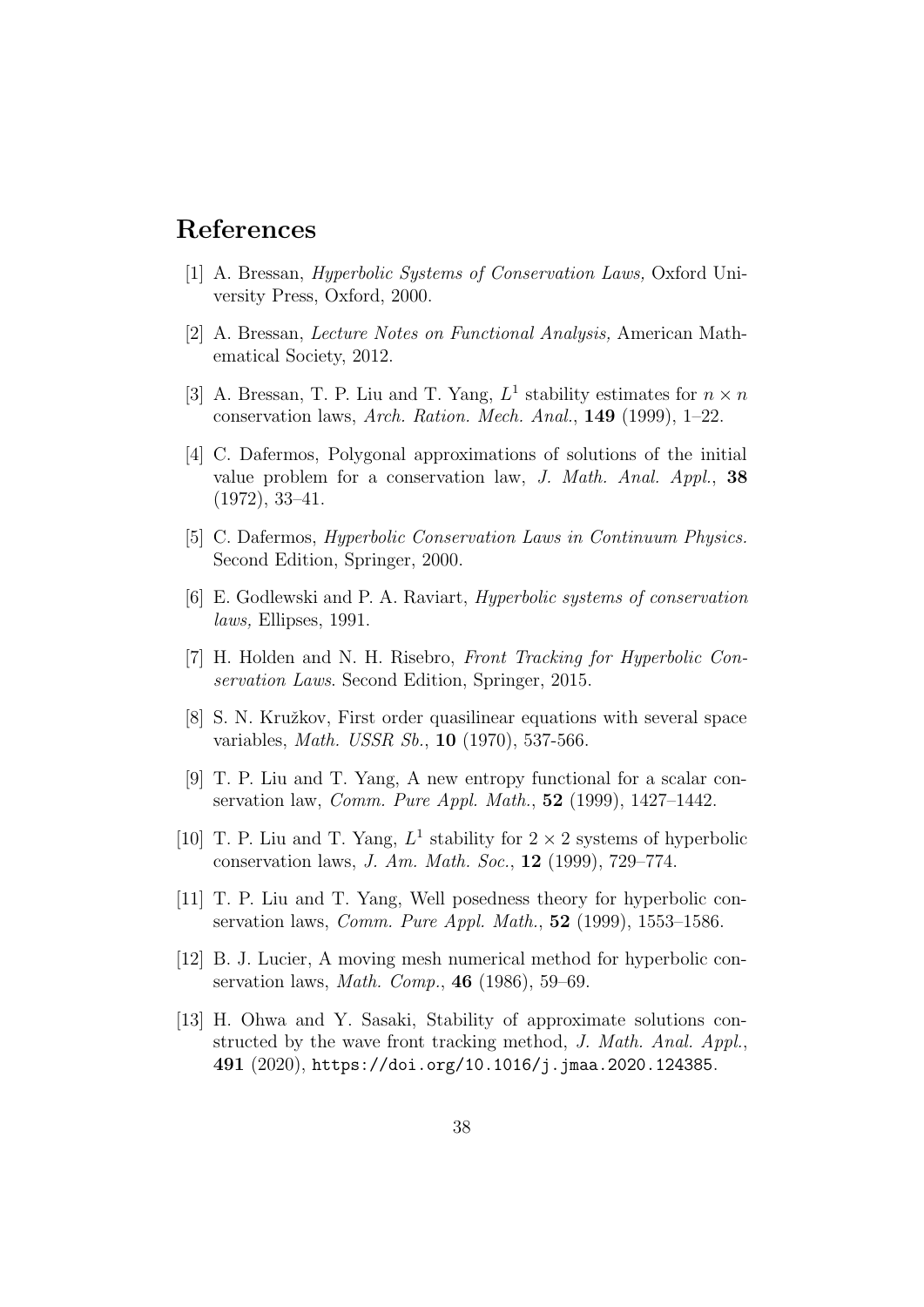# References

[1] A. Bressan, *Hyperbolic Systems of Conservation Laws,* Oxford University Press, Oxford, 2000.

[2] A. Bressan, *Lecture Notes on Functional Analysis,* American Mathematical Society, 2012.

[3] A. Bressan, T. P. Liu and T. Yang, $L^1$ stability estimates for $n \times n$ conservation laws, *Arch. Ration. Mech. Anal.*, **149** (1999), 1–22.

[4] C. Dafermos, Polygonal approximations of solutions of the initial value problem for a conservation law, *J. Math. Anal. Appl.*, **38** (1972), 33–41.

[5] C. Dafermos, *Hyperbolic Conservation Laws in Continuum Physics.* Second Edition, Springer, 2000.

[6] E. Godlewski and P. A. Raviart, *Hyperbolic systems of conservation laws,* Ellipses, 1991.

[7] H. Holden and N. H. Risebro, *Front Tracking for Hyperbolic Conservation Laws*. Second Edition, Springer, 2015.

[8] S. N. Kružkov, First order quasilinear equations with several space variables, *Math. USSR Sb.*, **10** (1970), 537-566.

[9] T. P. Liu and T. Yang, A new entropy functional for a scalar conservation law, *Comm. Pure Appl. Math.*, **52** (1999), 1427–1442.

[10] T. P. Liu and T. Yang, $L^1$ stability for $2 \times 2$ systems of hyperbolic conservation laws, *J. Am. Math. Soc.*, **12** (1999), 729–774.

[11] T. P. Liu and T. Yang, Well posedness theory for hyperbolic conservation laws, *Comm. Pure Appl. Math.*, **52** (1999), 1553–1586.

[12] B. J. Lucier, A moving mesh numerical method for hyperbolic conservation laws, *Math. Comp.*, **46** (1986), 59–69.

[13] H. Ohwa and Y. Sasaki, Stability of approximate solutions constructed by the wave front tracking method, *J. Math. Anal. Appl.*, **491** (2020), https://doi.org/10.1016/j.jmaa.2020.124385.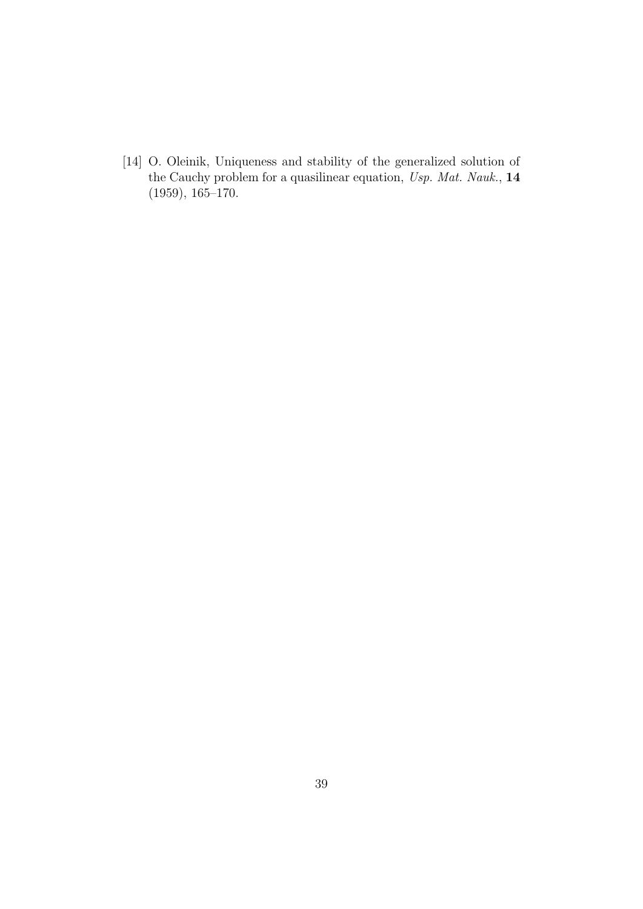[14] O. Oleinik, Uniqueness and stability of the generalized solution of the Cauchy problem for a quasilinear equation, *Usp. Mat. Nauk.*, **14** (1959), 165–170.